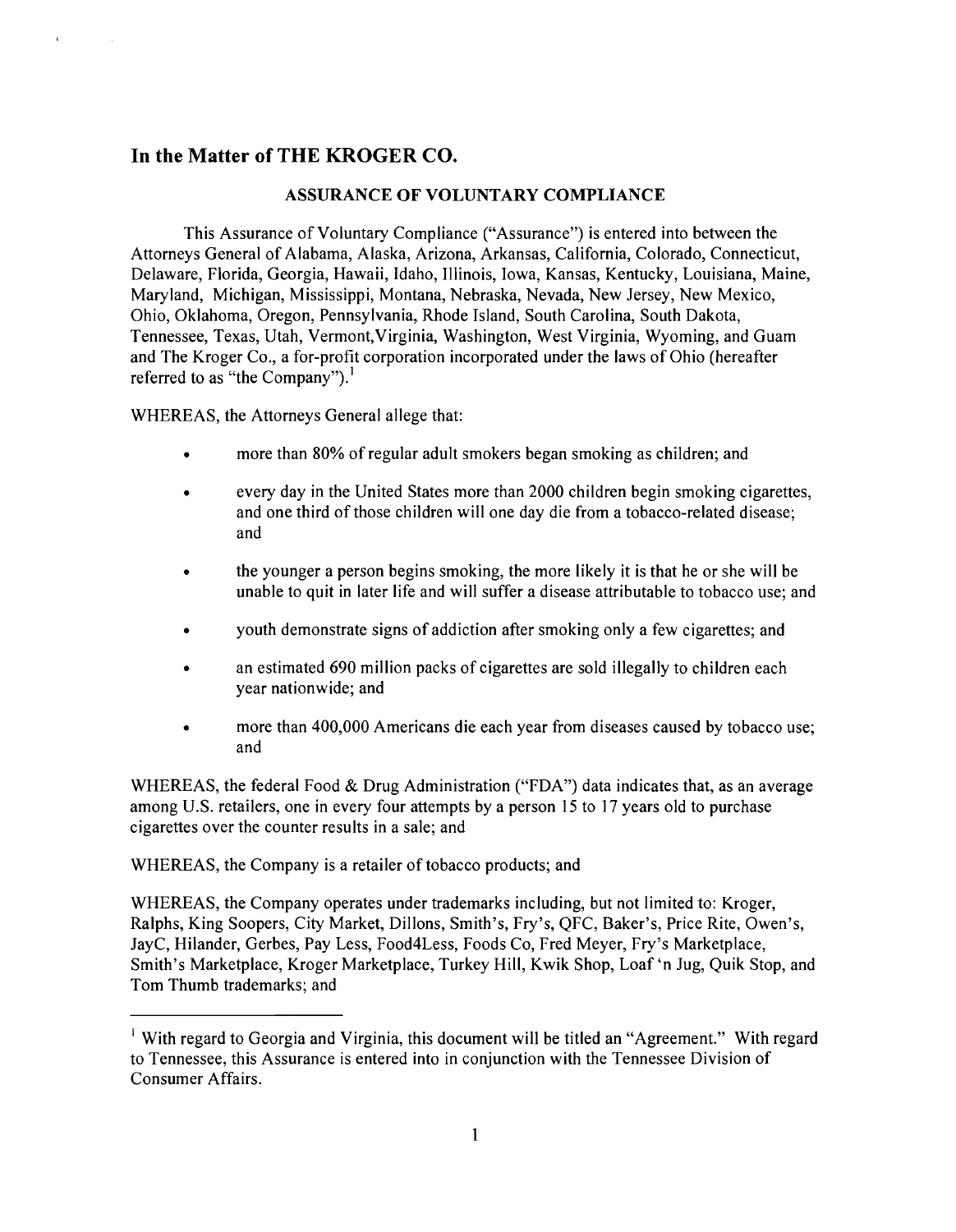# In the Matter of THE KROGER CO.

**ASSURANCE OF VOLUNTARY COMPLIANCE**

This Assurance of Voluntary Compliance ("Assurance") is entered into between the Attorneys General of Alabama, Alaska, Arizona, Arkansas, California, Colorado, Connecticut, Delaware, Florida, Georgia, Hawaii, Idaho, Illinois, Iowa, Kansas, Kentucky, Louisiana, Maine, Maryland, Michigan, Mississippi, Montana, Nebraska, Nevada, New Jersey, New Mexico, Ohio, Oklahoma, Oregon, Pennsylvania, Rhode Island, South Carolina, South Dakota, Tennessee, Texas, Utah, Vermont,Virginia, Washington, West Virginia, Wyoming, and Guam and The Kroger Co., a for-profit corporation incorporated under the laws of Ohio (hereafter referred to as "the Company").[1]

WHEREAS, the Attorneys General allege that:

- more than 80% of regular adult smokers began smoking as children; and
- every day in the United States more than 2000 children begin smoking cigarettes, and one third of those children will one day die from a tobacco-related disease; and
- the younger a person begins smoking, the more likely it is that he or she will be unable to quit in later life and will suffer a disease attributable to tobacco use; and
- youth demonstrate signs of addiction after smoking only a few cigarettes; and
- an estimated 690 million packs of cigarettes are sold illegally to children each year nationwide; and
- more than 400,000 Americans die each year from diseases caused by tobacco use; and

WHEREAS, the federal Food & Drug Administration ("FDA") data indicates that, as an average among U.S. retailers, one in every four attempts by a person 15 to 17 years old to purchase cigarettes over the counter results in a sale; and

WHEREAS, the Company is a retailer of tobacco products; and

WHEREAS, the Company operates under trademarks including, but not limited to: Kroger, Ralphs, King Soopers, City Market, Dillons, Smith's, Fry's, QFC, Baker's, Price Rite, Owen's, JayC, Hilander, Gerbes, Pay Less, Food4Less, Foods Co, Fred Meyer, Fry's Marketplace, Smith's Marketplace, Kroger Marketplace, Turkey Hill, Kwik Shop, Loaf 'n Jug, Quik Stop, and Tom Thumb trademarks; and

---

[1] With regard to Georgia and Virginia, this document will be titled an "Agreement." With regard to Tennessee, this Assurance is entered into in conjunction with the Tennessee Division of Consumer Affairs.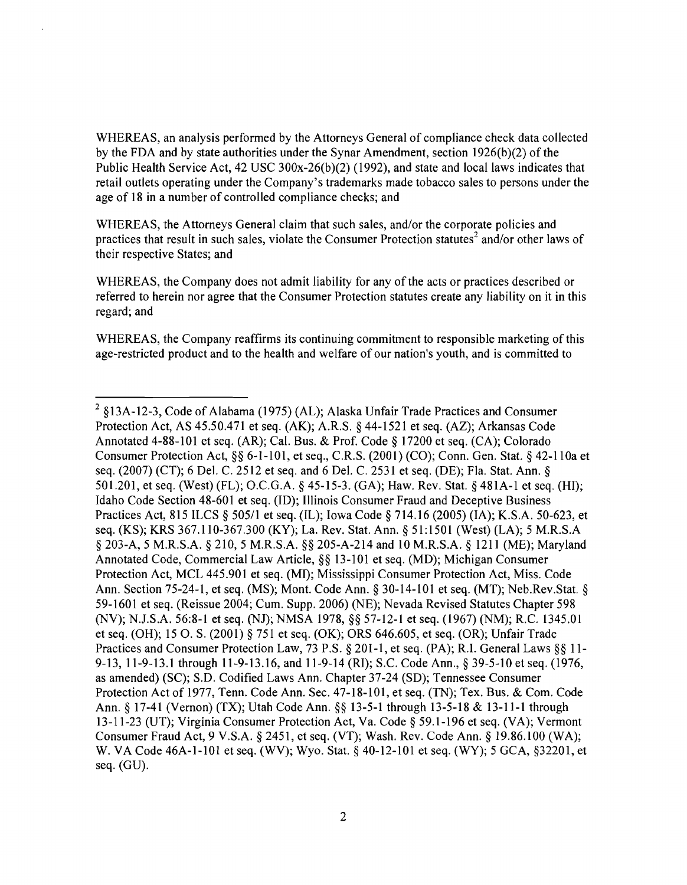WHEREAS, an analysis performed by the Attorneys General of compliance check data collected by the FDA and by state authorities under the Synar Amendment, section 1926(b)(2) of the Public Health Service Act, 42 USC 300x-26(b)(2) (1992), and state and local laws indicates that retail outlets operating under the Company's trademarks made tobacco sales to persons under the age of 18 in a number of controlled compliance checks; and

WHEREAS, the Attorneys General claim that such sales, and/or the corporate policies and practices that result in such sales, violate the Consumer Protection statutes[2] and/or other laws of their respective States; and

WHEREAS, the Company does not admit liability for any of the acts or practices described or referred to herein nor agree that the Consumer Protection statutes create any liability on it in this regard; and

WHEREAS, the Company reaffirms its continuing commitment to responsible marketing of this age-restricted product and to the health and welfare of our nation's youth, and is committed to

---

[2] §13A-12-3, Code of Alabama (1975) (AL); Alaska Unfair Trade Practices and Consumer Protection Act, AS 45.50.471 et seq. (AK); A.R.S. § 44-1521 et seq. (AZ); Arkansas Code Annotated 4-88-101 et seq. (AR); Cal. Bus. & Prof. Code § 17200 et seq. (CA); Colorado Consumer Protection Act, §§ 6-1-101, et seq., C.R.S. (2001) (CO); Conn. Gen. Stat. § 42-110a et seq. (2007) (CT); 6 Del. C. 2512 et seq. and 6 Del. C. 2531 et seq. (DE); Fla. Stat. Ann. § 501.201, et seq. (West) (FL); O.C.G.A. § 45-15-3. (GA); Haw. Rev. Stat. § 481A-1 et seq. (HI); Idaho Code Section 48-601 et seq. (ID); Illinois Consumer Fraud and Deceptive Business Practices Act, 815 ILCS § 505/1 et seq. (IL); Iowa Code § 714.16 (2005) (IA); K.S.A. 50-623, et seq. (KS); KRS 367.110-367.300 (KY); La. Rev. Stat. Ann. § 51:1501 (West) (LA); 5 M.R.S.A § 203-A, 5 M.R.S.A. § 210, 5 M.R.S.A. §§ 205-A-214 and 10 M.R.S.A. § 1211 (ME); Maryland Annotated Code, Commercial Law Article, §§ 13-101 et seq. (MD); Michigan Consumer Protection Act, MCL 445.901 et seq. (MI); Mississippi Consumer Protection Act, Miss. Code Ann. Section 75-24-1, et seq. (MS); Mont. Code Ann. § 30-14-101 et seq. (MT); Neb.Rev.Stat. § 59-1601 et seq. (Reissue 2004; Cum. Supp. 2006) (NE); Nevada Revised Statutes Chapter 598 (NV); N.J.S.A. 56:8-1 et seq. (NJ); NMSA 1978, §§ 57-12-1 et seq. (1967) (NM); R.C. 1345.01 et seq. (OH); 15 O. S. (2001) § 751 et seq. (OK); ORS 646.605, et seq. (OR); Unfair Trade Practices and Consumer Protection Law, 73 P.S. § 201-1, et seq. (PA); R.I. General Laws §§ 11-9-13, 11-9-13.1 through 11-9-13.16, and 11-9-14 (RI); S.C. Code Ann., § 39-5-10 et seq. (1976, as amended) (SC); S.D. Codified Laws Ann. Chapter 37-24 (SD); Tennessee Consumer Protection Act of 1977, Tenn. Code Ann. Sec. 47-18-101, et seq. (TN); Tex. Bus. & Com. Code Ann. § 17-41 (Vernon) (TX); Utah Code Ann. §§ 13-5-1 through 13-5-18 & 13-11-1 through 13-11-23 (UT); Virginia Consumer Protection Act, Va. Code § 59.1-196 et seq. (VA); Vermont Consumer Fraud Act, 9 V.S.A. § 2451, et seq. (VT); Wash. Rev. Code Ann. § 19.86.100 (WA); W. VA Code 46A-1-101 et seq. (WV); Wyo. Stat. § 40-12-101 et seq. (WY); 5 GCA, §32201, et seq. (GU).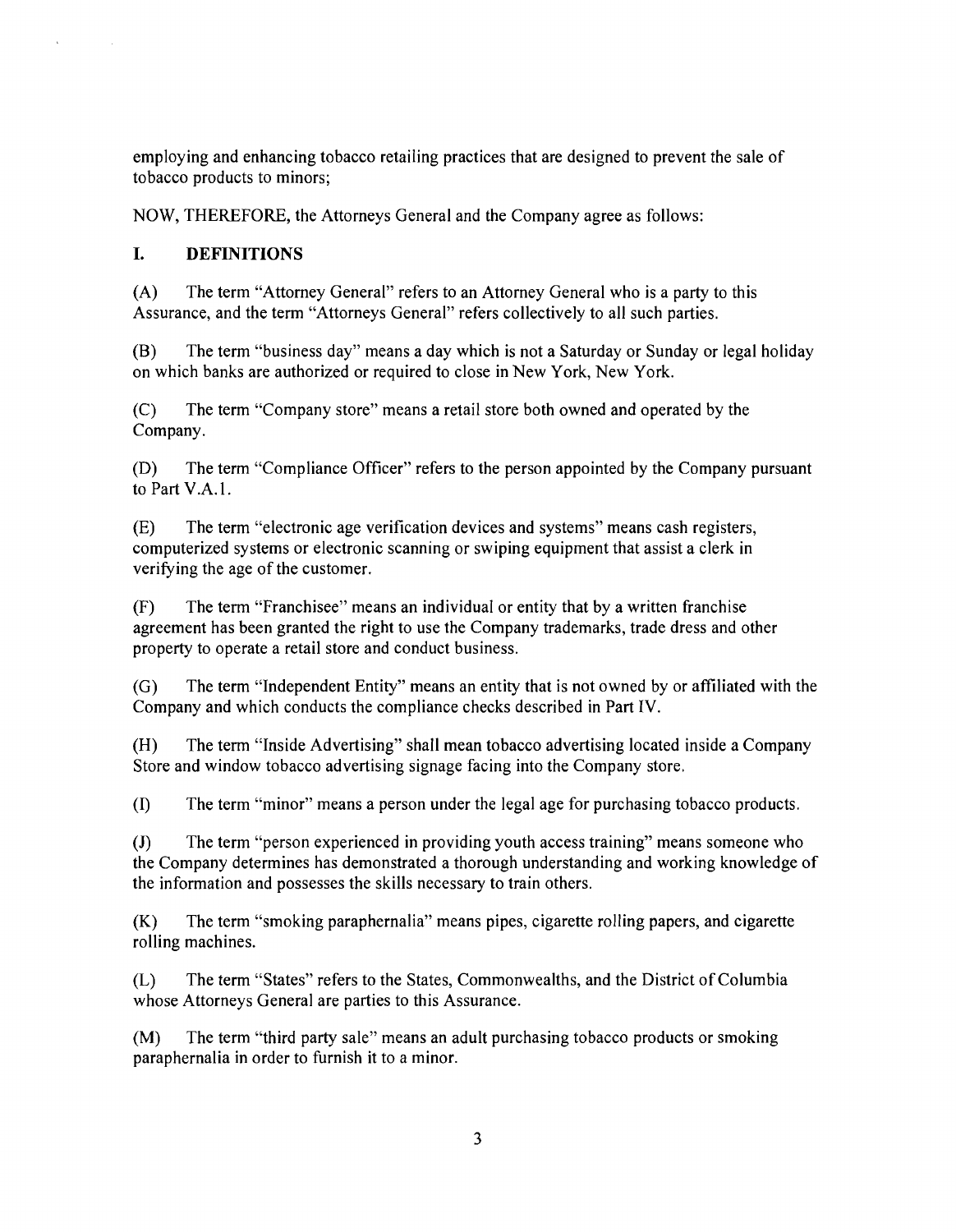employing and enhancing tobacco retailing practices that are designed to prevent the sale of tobacco products to minors;

NOW, THEREFORE, the Attorneys General and the Company agree as follows:

## I. DEFINITIONS

(A) The term "Attorney General" refers to an Attorney General who is a party to this Assurance, and the term "Attorneys General" refers collectively to all such parties.

(B) The term "business day" means a day which is not a Saturday or Sunday or legal holiday on which banks are authorized or required to close in New York, New York.

(C) The term "Company store" means a retail store both owned and operated by the Company.

(D) The term "Compliance Officer" refers to the person appointed by the Company pursuant to Part V.A.1.

(E) The term "electronic age verification devices and systems" means cash registers, computerized systems or electronic scanning or swiping equipment that assist a clerk in verifying the age of the customer.

(F) The term "Franchisee" means an individual or entity that by a written franchise agreement has been granted the right to use the Company trademarks, trade dress and other property to operate a retail store and conduct business.

(G) The term "Independent Entity" means an entity that is not owned by or affiliated with the Company and which conducts the compliance checks described in Part IV.

(H) The term "Inside Advertising" shall mean tobacco advertising located inside a Company Store and window tobacco advertising signage facing into the Company store.

(I) The term "minor" means a person under the legal age for purchasing tobacco products.

(J) The term "person experienced in providing youth access training" means someone who the Company determines has demonstrated a thorough understanding and working knowledge of the information and possesses the skills necessary to train others.

(K) The term "smoking paraphernalia" means pipes, cigarette rolling papers, and cigarette rolling machines.

(L) The term "States" refers to the States, Commonwealths, and the District of Columbia whose Attorneys General are parties to this Assurance.

(M) The term "third party sale" means an adult purchasing tobacco products or smoking paraphernalia in order to furnish it to a minor.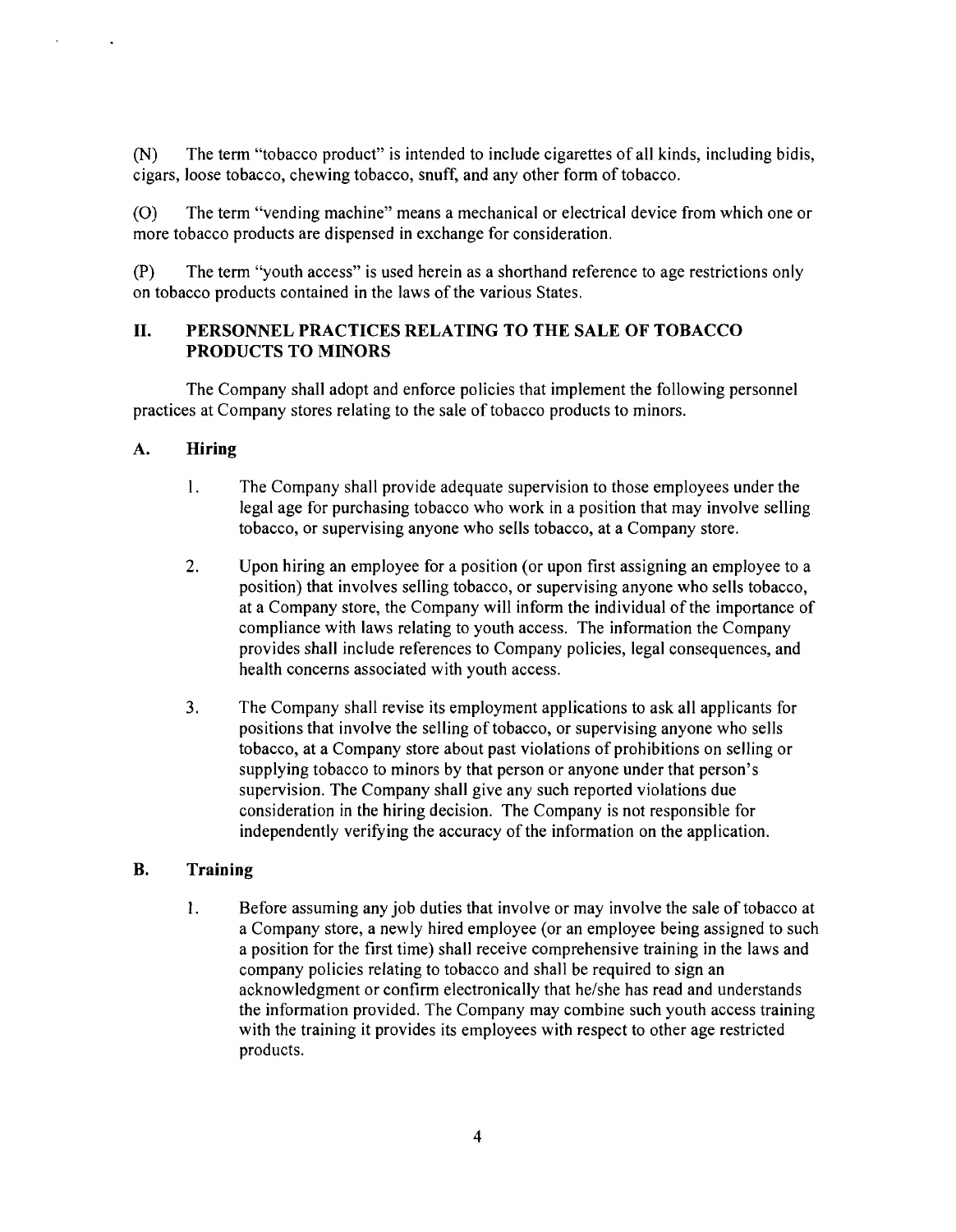(N) The term "tobacco product" is intended to include cigarettes of all kinds, including bidis, cigars, loose tobacco, chewing tobacco, snuff, and any other form of tobacco.

(O) The term "vending machine" means a mechanical or electrical device from which one or more tobacco products are dispensed in exchange for consideration.

(P) The term "youth access" is used herein as a shorthand reference to age restrictions only on tobacco products contained in the laws of the various States.

## II. PERSONNEL PRACTICES RELATING TO THE SALE OF TOBACCO PRODUCTS TO MINORS

The Company shall adopt and enforce policies that implement the following personnel practices at Company stores relating to the sale of tobacco products to minors.

### A. Hiring

1. The Company shall provide adequate supervision to those employees under the legal age for purchasing tobacco who work in a position that may involve selling tobacco, or supervising anyone who sells tobacco, at a Company store.

2. Upon hiring an employee for a position (or upon first assigning an employee to a position) that involves selling tobacco, or supervising anyone who sells tobacco, at a Company store, the Company will inform the individual of the importance of compliance with laws relating to youth access. The information the Company provides shall include references to Company policies, legal consequences, and health concerns associated with youth access.

3. The Company shall revise its employment applications to ask all applicants for positions that involve the selling of tobacco, or supervising anyone who sells tobacco, at a Company store about past violations of prohibitions on selling or supplying tobacco to minors by that person or anyone under that person's supervision. The Company shall give any such reported violations due consideration in the hiring decision. The Company is not responsible for independently verifying the accuracy of the information on the application.

### B. Training

1. Before assuming any job duties that involve or may involve the sale of tobacco at a Company store, a newly hired employee (or an employee being assigned to such a position for the first time) shall receive comprehensive training in the laws and company policies relating to tobacco and shall be required to sign an acknowledgment or confirm electronically that he/she has read and understands the information provided. The Company may combine such youth access training with the training it provides its employees with respect to other age restricted products.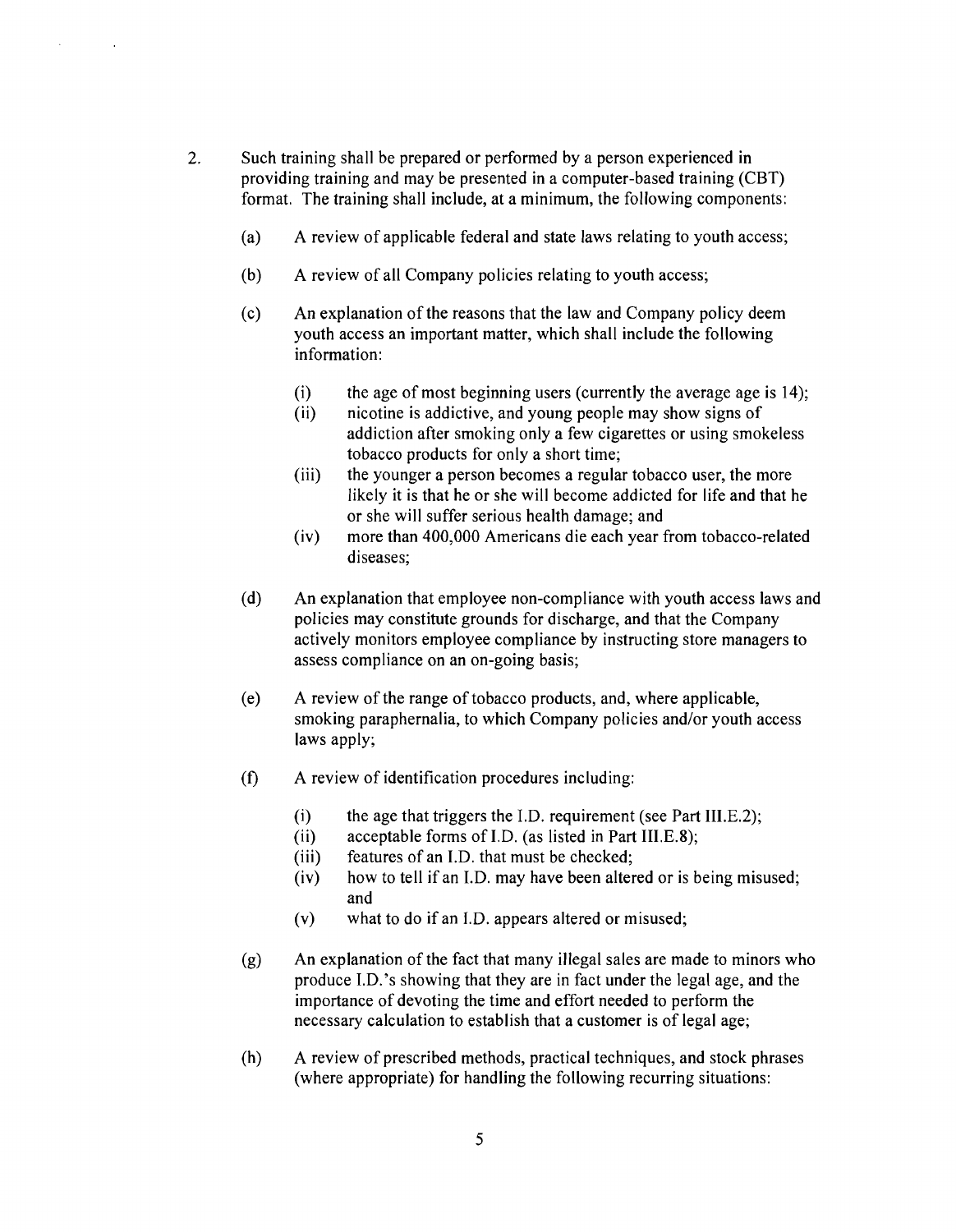2. Such training shall be prepared or performed by a person experienced in providing training and may be presented in a computer-based training (CBT) format. The training shall include, at a minimum, the following components:

   (a) A review of applicable federal and state laws relating to youth access;

   (b) A review of all Company policies relating to youth access;

   (c) An explanation of the reasons that the law and Company policy deem youth access an important matter, which shall include the following information:

      (i) the age of most beginning users (currently the average age is 14);
      (ii) nicotine is addictive, and young people may show signs of addiction after smoking only a few cigarettes or using smokeless tobacco products for only a short time;
      (iii) the younger a person becomes a regular tobacco user, the more likely it is that he or she will become addicted for life and that he or she will suffer serious health damage; and
      (iv) more than 400,000 Americans die each year from tobacco-related diseases;

   (d) An explanation that employee non-compliance with youth access laws and policies may constitute grounds for discharge, and that the Company actively monitors employee compliance by instructing store managers to assess compliance on an on-going basis;

   (e) A review of the range of tobacco products, and, where applicable, smoking paraphernalia, to which Company policies and/or youth access laws apply;

   (f) A review of identification procedures including:

      (i) the age that triggers the I.D. requirement (see Part III.E.2);
      (ii) acceptable forms of I.D. (as listed in Part III.E.8);
      (iii) features of an I.D. that must be checked;
      (iv) how to tell if an I.D. may have been altered or is being misused; and
      (v) what to do if an I.D. appears altered or misused;

   (g) An explanation of the fact that many illegal sales are made to minors who produce I.D.'s showing that they are in fact under the legal age, and the importance of devoting the time and effort needed to perform the necessary calculation to establish that a customer is of legal age;

   (h) A review of prescribed methods, practical techniques, and stock phrases (where appropriate) for handling the following recurring situations: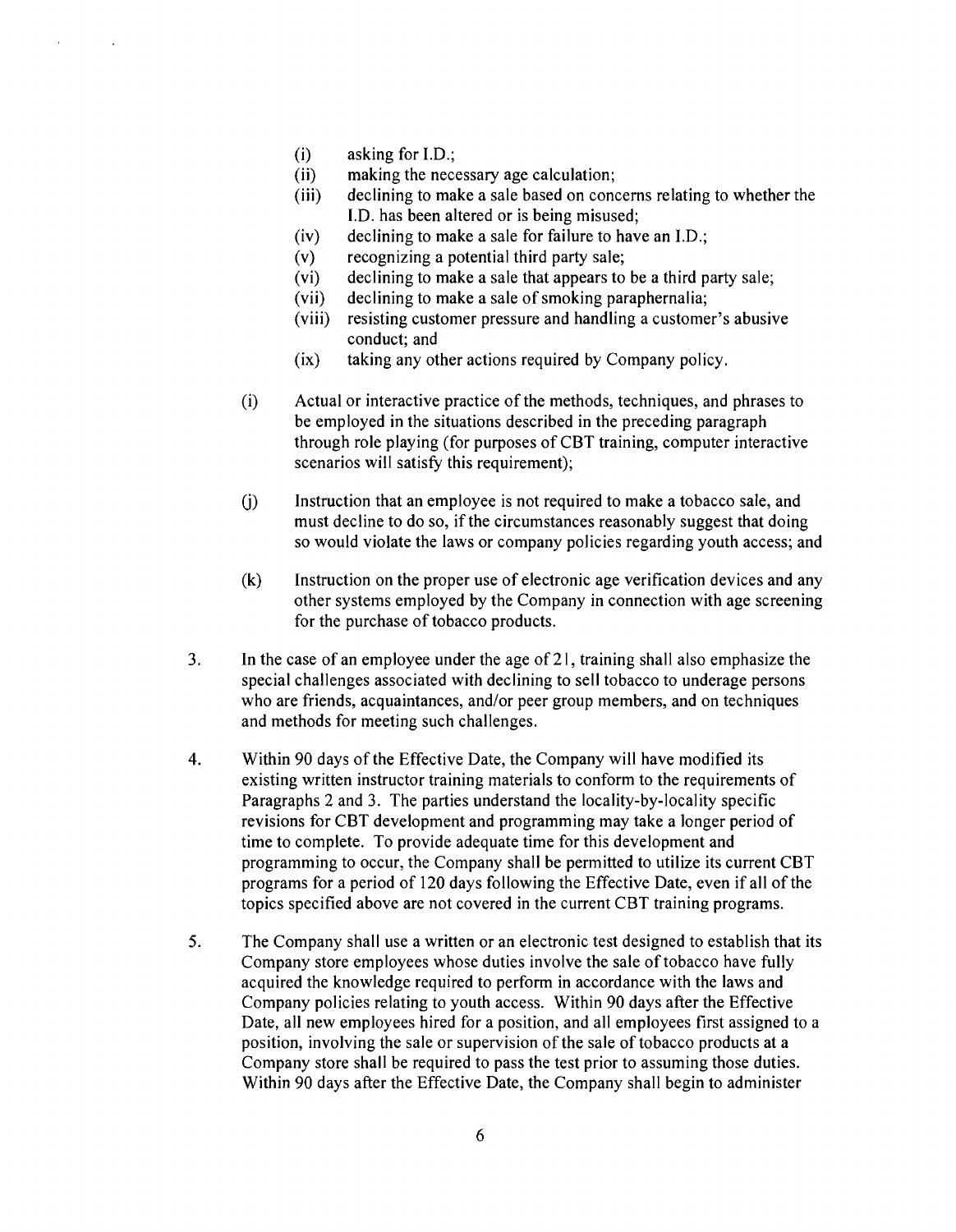- (i) asking for I.D.;
- (ii) making the necessary age calculation;
- (iii) declining to make a sale based on concerns relating to whether the I.D. has been altered or is being misused;
- (iv) declining to make a sale for failure to have an I.D.;
- (v) recognizing a potential third party sale;
- (vi) declining to make a sale that appears to be a third party sale;
- (vii) declining to make a sale of smoking paraphernalia;
- (viii) resisting customer pressure and handling a customer's abusive conduct; and
- (ix) taking any other actions required by Company policy.

(i) Actual or interactive practice of the methods, techniques, and phrases to be employed in the situations described in the preceding paragraph through role playing (for purposes of CBT training, computer interactive scenarios will satisfy this requirement);

(j) Instruction that an employee is not required to make a tobacco sale, and must decline to do so, if the circumstances reasonably suggest that doing so would violate the laws or company policies regarding youth access; and

(k) Instruction on the proper use of electronic age verification devices and any other systems employed by the Company in connection with age screening for the purchase of tobacco products.

3. In the case of an employee under the age of 21, training shall also emphasize the special challenges associated with declining to sell tobacco to underage persons who are friends, acquaintances, and/or peer group members, and on techniques and methods for meeting such challenges.

4. Within 90 days of the Effective Date, the Company will have modified its existing written instructor training materials to conform to the requirements of Paragraphs 2 and 3. The parties understand the locality-by-locality specific revisions for CBT development and programming may take a longer period of time to complete. To provide adequate time for this development and programming to occur, the Company shall be permitted to utilize its current CBT programs for a period of 120 days following the Effective Date, even if all of the topics specified above are not covered in the current CBT training programs.

5. The Company shall use a written or an electronic test designed to establish that its Company store employees whose duties involve the sale of tobacco have fully acquired the knowledge required to perform in accordance with the laws and Company policies relating to youth access. Within 90 days after the Effective Date, all new employees hired for a position, and all employees first assigned to a position, involving the sale or supervision of the sale of tobacco products at a Company store shall be required to pass the test prior to assuming those duties. Within 90 days after the Effective Date, the Company shall begin to administer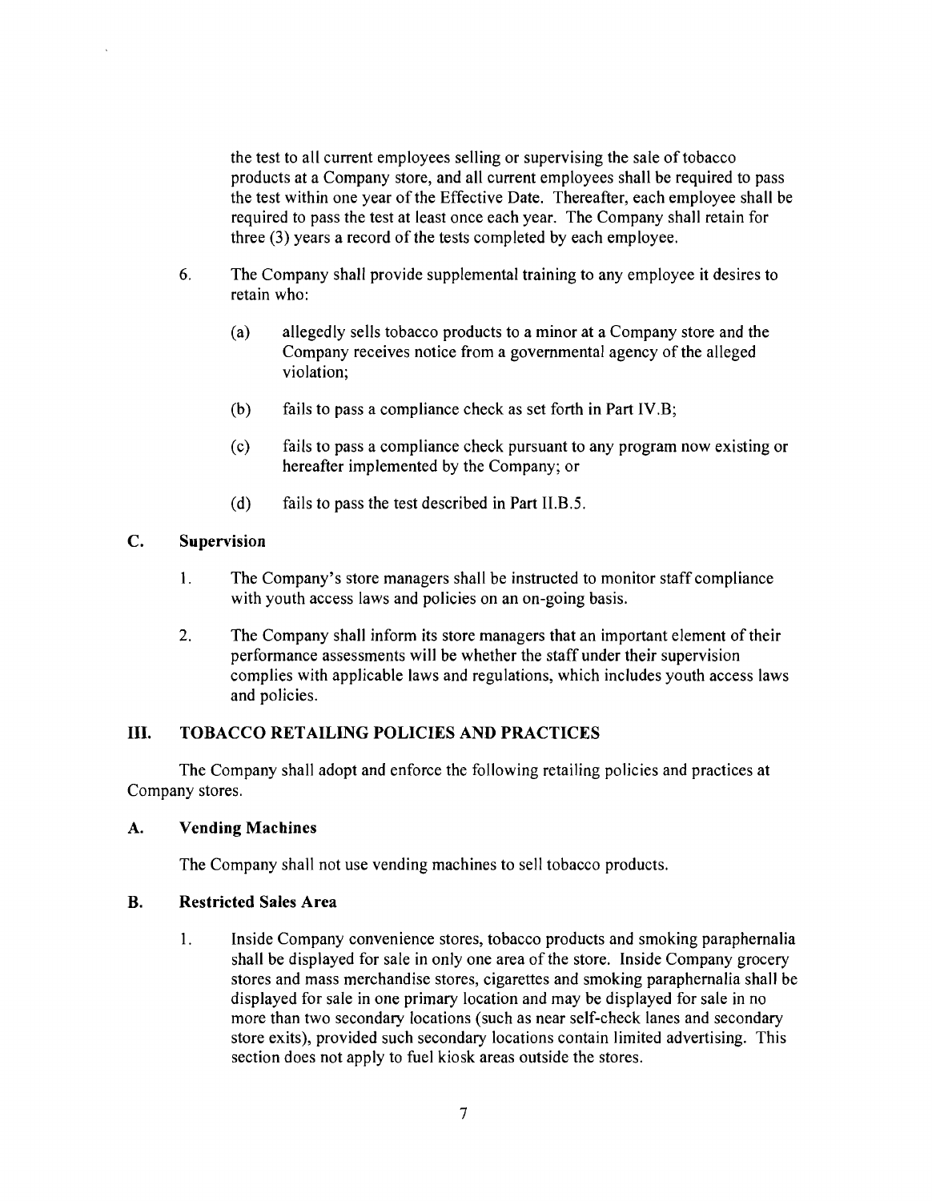the test to all current employees selling or supervising the sale of tobacco products at a Company store, and all current employees shall be required to pass the test within one year of the Effective Date. Thereafter, each employee shall be required to pass the test at least once each year. The Company shall retain for three (3) years a record of the tests completed by each employee.

6. The Company shall provide supplemental training to any employee it desires to retain who:

   (a) allegedly sells tobacco products to a minor at a Company store and the Company receives notice from a governmental agency of the alleged violation;

   (b) fails to pass a compliance check as set forth in Part IV.B;

   (c) fails to pass a compliance check pursuant to any program now existing or hereafter implemented by the Company; or

   (d) fails to pass the test described in Part II.B.5.

### C. Supervision

1. The Company's store managers shall be instructed to monitor staff compliance with youth access laws and policies on an on-going basis.

2. The Company shall inform its store managers that an important element of their performance assessments will be whether the staff under their supervision complies with applicable laws and regulations, which includes youth access laws and policies.

## III. TOBACCO RETAILING POLICIES AND PRACTICES

The Company shall adopt and enforce the following retailing policies and practices at Company stores.

### A. Vending Machines

The Company shall not use vending machines to sell tobacco products.

### B. Restricted Sales Area

1. Inside Company convenience stores, tobacco products and smoking paraphernalia shall be displayed for sale in only one area of the store. Inside Company grocery stores and mass merchandise stores, cigarettes and smoking paraphernalia shall be displayed for sale in one primary location and may be displayed for sale in no more than two secondary locations (such as near self-check lanes and secondary store exits), provided such secondary locations contain limited advertising. This section does not apply to fuel kiosk areas outside the stores.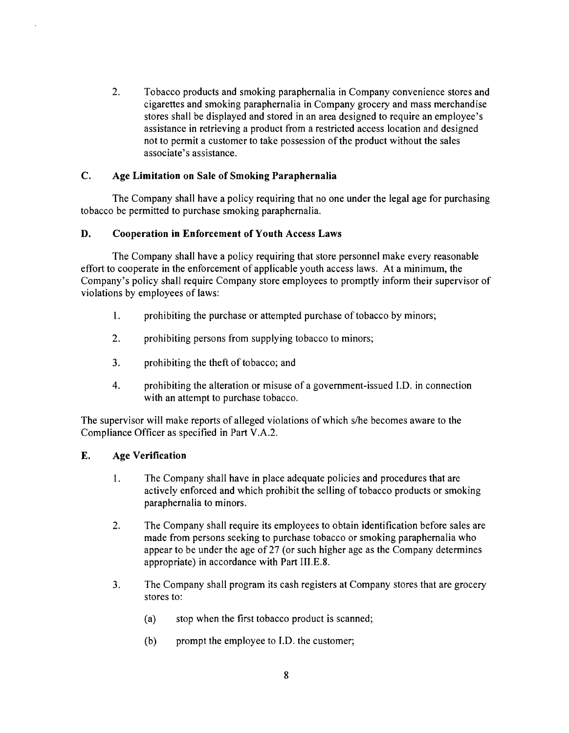2. Tobacco products and smoking paraphernalia in Company convenience stores and cigarettes and smoking paraphernalia in Company grocery and mass merchandise stores shall be displayed and stored in an area designed to require an employee's assistance in retrieving a product from a restricted access location and designed not to permit a customer to take possession of the product without the sales associate's assistance.

### C. Age Limitation on Sale of Smoking Paraphernalia

The Company shall have a policy requiring that no one under the legal age for purchasing tobacco be permitted to purchase smoking paraphernalia.

### D. Cooperation in Enforcement of Youth Access Laws

The Company shall have a policy requiring that store personnel make every reasonable effort to cooperate in the enforcement of applicable youth access laws. At a minimum, the Company's policy shall require Company store employees to promptly inform their supervisor of violations by employees of laws:

1. prohibiting the purchase or attempted purchase of tobacco by minors;
2. prohibiting persons from supplying tobacco to minors;
3. prohibiting the theft of tobacco; and
4. prohibiting the alteration or misuse of a government-issued I.D. in connection with an attempt to purchase tobacco.

The supervisor will make reports of alleged violations of which s/he becomes aware to the Compliance Officer as specified in Part V.A.2.

### E. Age Verification

1. The Company shall have in place adequate policies and procedures that are actively enforced and which prohibit the selling of tobacco products or smoking paraphernalia to minors.
2. The Company shall require its employees to obtain identification before sales are made from persons seeking to purchase tobacco or smoking paraphernalia who appear to be under the age of 27 (or such higher age as the Company determines appropriate) in accordance with Part III.E.8.
3. The Company shall program its cash registers at Company stores that are grocery stores to:
   (a) stop when the first tobacco product is scanned;
   (b) prompt the employee to I.D. the customer;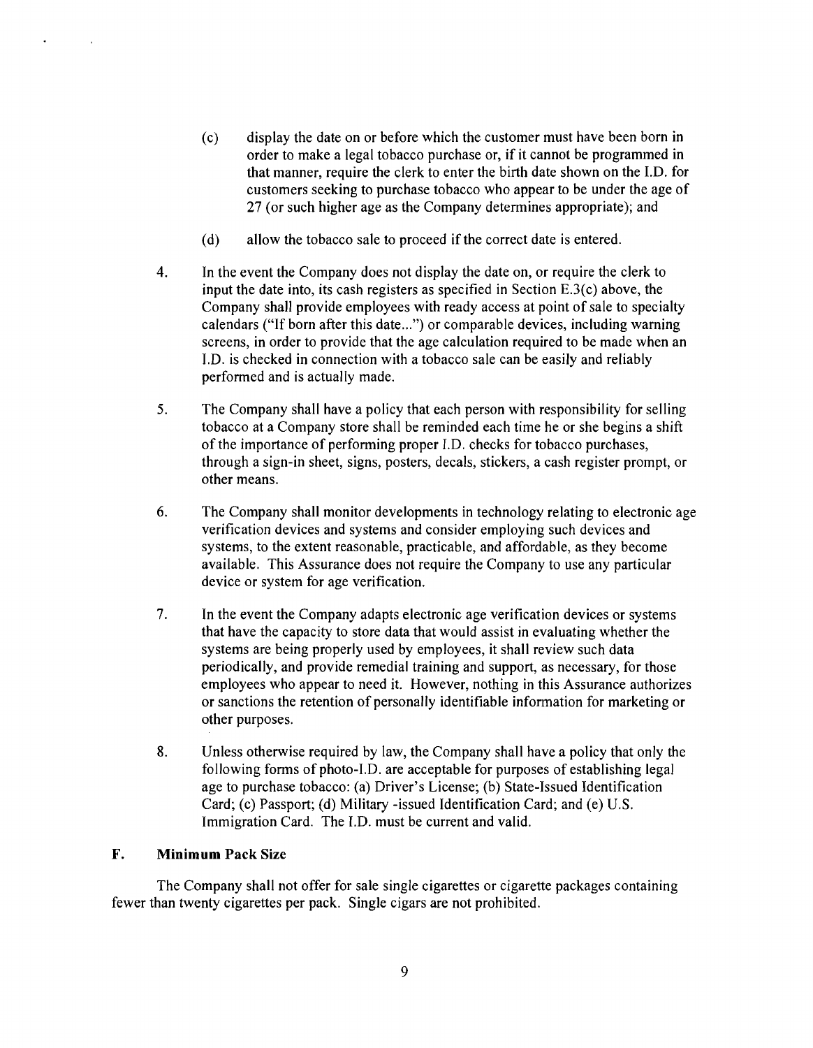(c) display the date on or before which the customer must have been born in order to make a legal tobacco purchase or, if it cannot be programmed in that manner, require the clerk to enter the birth date shown on the I.D. for customers seeking to purchase tobacco who appear to be under the age of 27 (or such higher age as the Company determines appropriate); and

(d) allow the tobacco sale to proceed if the correct date is entered.

4. In the event the Company does not display the date on, or require the clerk to input the date into, its cash registers as specified in Section E.3(c) above, the Company shall provide employees with ready access at point of sale to specialty calendars ("If born after this date...") or comparable devices, including warning screens, in order to provide that the age calculation required to be made when an I.D. is checked in connection with a tobacco sale can be easily and reliably performed and is actually made.

5. The Company shall have a policy that each person with responsibility for selling tobacco at a Company store shall be reminded each time he or she begins a shift of the importance of performing proper I.D. checks for tobacco purchases, through a sign-in sheet, signs, posters, decals, stickers, a cash register prompt, or other means.

6. The Company shall monitor developments in technology relating to electronic age verification devices and systems and consider employing such devices and systems, to the extent reasonable, practicable, and affordable, as they become available. This Assurance does not require the Company to use any particular device or system for age verification.

7. In the event the Company adapts electronic age verification devices or systems that have the capacity to store data that would assist in evaluating whether the systems are being properly used by employees, it shall review such data periodically, and provide remedial training and support, as necessary, for those employees who appear to need it. However, nothing in this Assurance authorizes or sanctions the retention of personally identifiable information for marketing or other purposes.

8. Unless otherwise required by law, the Company shall have a policy that only the following forms of photo-I.D. are acceptable for purposes of establishing legal age to purchase tobacco: (a) Driver's License; (b) State-Issued Identification Card; (c) Passport; (d) Military -issued Identification Card; and (e) U.S. Immigration Card. The I.D. must be current and valid.

### F. Minimum Pack Size

The Company shall not offer for sale single cigarettes or cigarette packages containing fewer than twenty cigarettes per pack. Single cigars are not prohibited.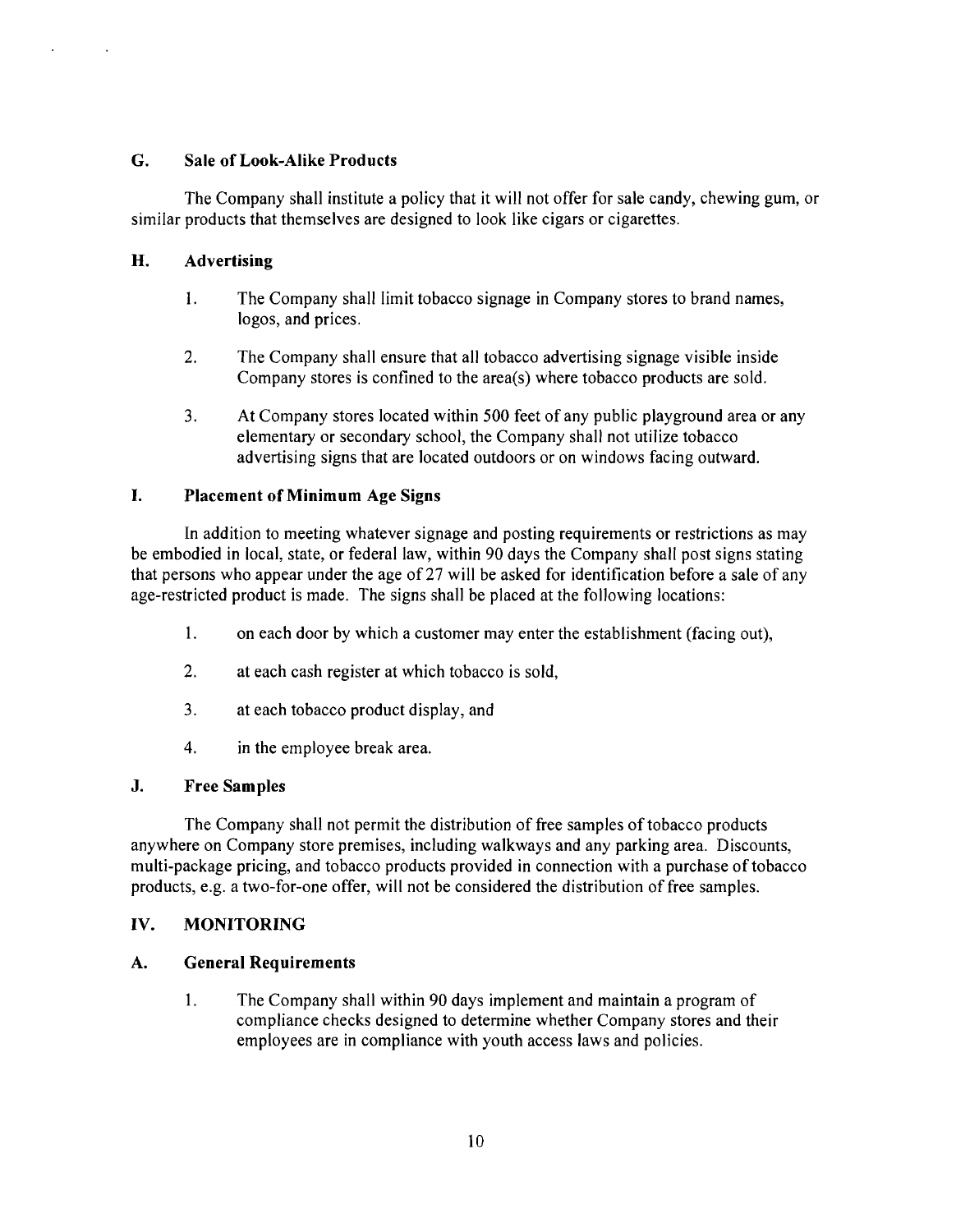### G. Sale of Look-Alike Products

The Company shall institute a policy that it will not offer for sale candy, chewing gum, or similar products that themselves are designed to look like cigars or cigarettes.

### H. Advertising

1. The Company shall limit tobacco signage in Company stores to brand names, logos, and prices.

2. The Company shall ensure that all tobacco advertising signage visible inside Company stores is confined to the area(s) where tobacco products are sold.

3. At Company stores located within 500 feet of any public playground area or any elementary or secondary school, the Company shall not utilize tobacco advertising signs that are located outdoors or on windows facing outward.

### I. Placement of Minimum Age Signs

In addition to meeting whatever signage and posting requirements or restrictions as may be embodied in local, state, or federal law, within 90 days the Company shall post signs stating that persons who appear under the age of 27 will be asked for identification before a sale of any age-restricted product is made. The signs shall be placed at the following locations:

1. on each door by which a customer may enter the establishment (facing out),

2. at each cash register at which tobacco is sold,

3. at each tobacco product display, and

4. in the employee break area.

### J. Free Samples

The Company shall not permit the distribution of free samples of tobacco products anywhere on Company store premises, including walkways and any parking area. Discounts, multi-package pricing, and tobacco products provided in connection with a purchase of tobacco products, e.g. a two-for-one offer, will not be considered the distribution of free samples.

## IV. MONITORING

### A. General Requirements

1. The Company shall within 90 days implement and maintain a program of compliance checks designed to determine whether Company stores and their employees are in compliance with youth access laws and policies.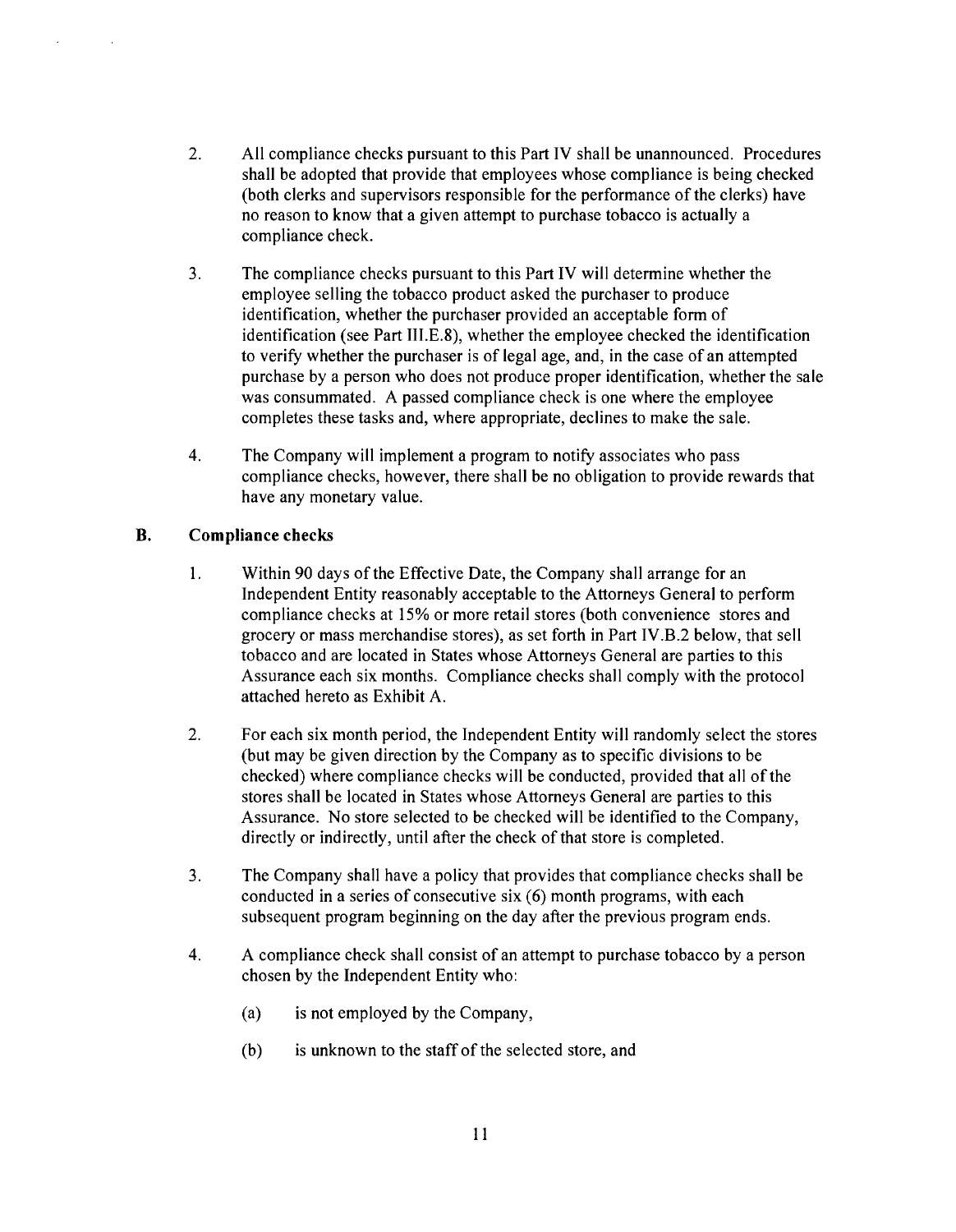2. All compliance checks pursuant to this Part IV shall be unannounced. Procedures shall be adopted that provide that employees whose compliance is being checked (both clerks and supervisors responsible for the performance of the clerks) have no reason to know that a given attempt to purchase tobacco is actually a compliance check.

3. The compliance checks pursuant to this Part IV will determine whether the employee selling the tobacco product asked the purchaser to produce identification, whether the purchaser provided an acceptable form of identification (see Part III.E.8), whether the employee checked the identification to verify whether the purchaser is of legal age, and, in the case of an attempted purchase by a person who does not produce proper identification, whether the sale was consummated. A passed compliance check is one where the employee completes these tasks and, where appropriate, declines to make the sale.

4. The Company will implement a program to notify associates who pass compliance checks, however, there shall be no obligation to provide rewards that have any monetary value.

## B. Compliance checks

1. Within 90 days of the Effective Date, the Company shall arrange for an Independent Entity reasonably acceptable to the Attorneys General to perform compliance checks at 15% or more retail stores (both convenience stores and grocery or mass merchandise stores), as set forth in Part IV.B.2 below, that sell tobacco and are located in States whose Attorneys General are parties to this Assurance each six months. Compliance checks shall comply with the protocol attached hereto as Exhibit A.

2. For each six month period, the Independent Entity will randomly select the stores (but may be given direction by the Company as to specific divisions to be checked) where compliance checks will be conducted, provided that all of the stores shall be located in States whose Attorneys General are parties to this Assurance. No store selected to be checked will be identified to the Company, directly or indirectly, until after the check of that store is completed.

3. The Company shall have a policy that provides that compliance checks shall be conducted in a series of consecutive six (6) month programs, with each subsequent program beginning on the day after the previous program ends.

4. A compliance check shall consist of an attempt to purchase tobacco by a person chosen by the Independent Entity who:

   (a) is not employed by the Company,

   (b) is unknown to the staff of the selected store, and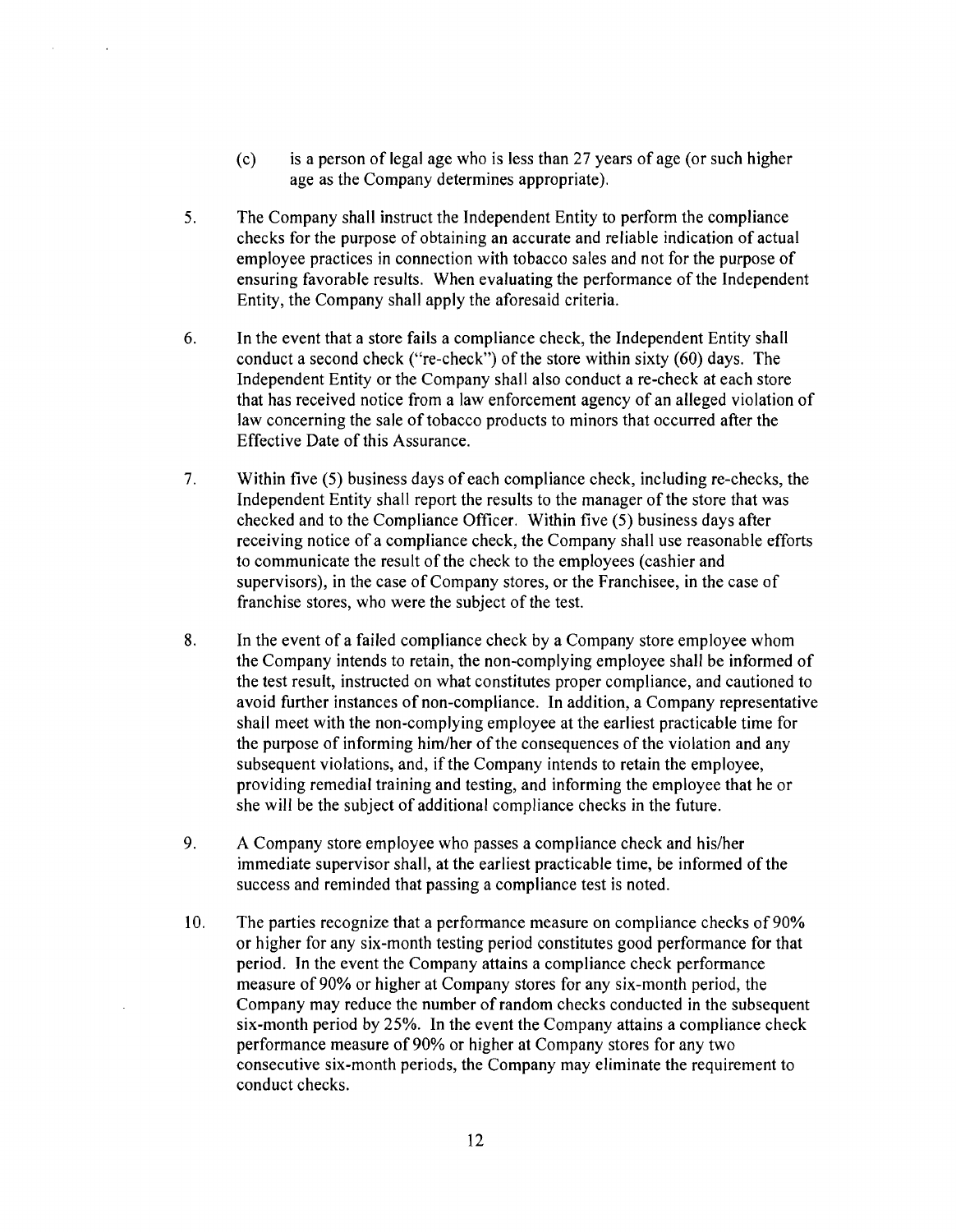(c) is a person of legal age who is less than 27 years of age (or such higher age as the Company determines appropriate).

5. The Company shall instruct the Independent Entity to perform the compliance checks for the purpose of obtaining an accurate and reliable indication of actual employee practices in connection with tobacco sales and not for the purpose of ensuring favorable results. When evaluating the performance of the Independent Entity, the Company shall apply the aforesaid criteria.

6. In the event that a store fails a compliance check, the Independent Entity shall conduct a second check ("re-check") of the store within sixty (60) days. The Independent Entity or the Company shall also conduct a re-check at each store that has received notice from a law enforcement agency of an alleged violation of law concerning the sale of tobacco products to minors that occurred after the Effective Date of this Assurance.

7. Within five (5) business days of each compliance check, including re-checks, the Independent Entity shall report the results to the manager of the store that was checked and to the Compliance Officer. Within five (5) business days after receiving notice of a compliance check, the Company shall use reasonable efforts to communicate the result of the check to the employees (cashier and supervisors), in the case of Company stores, or the Franchisee, in the case of franchise stores, who were the subject of the test.

8. In the event of a failed compliance check by a Company store employee whom the Company intends to retain, the non-complying employee shall be informed of the test result, instructed on what constitutes proper compliance, and cautioned to avoid further instances of non-compliance. In addition, a Company representative shall meet with the non-complying employee at the earliest practicable time for the purpose of informing him/her of the consequences of the violation and any subsequent violations, and, if the Company intends to retain the employee, providing remedial training and testing, and informing the employee that he or she will be the subject of additional compliance checks in the future.

9. A Company store employee who passes a compliance check and his/her immediate supervisor shall, at the earliest practicable time, be informed of the success and reminded that passing a compliance test is noted.

10. The parties recognize that a performance measure on compliance checks of 90% or higher for any six-month testing period constitutes good performance for that period. In the event the Company attains a compliance check performance measure of 90% or higher at Company stores for any six-month period, the Company may reduce the number of random checks conducted in the subsequent six-month period by 25%. In the event the Company attains a compliance check performance measure of 90% or higher at Company stores for any two consecutive six-month periods, the Company may eliminate the requirement to conduct checks.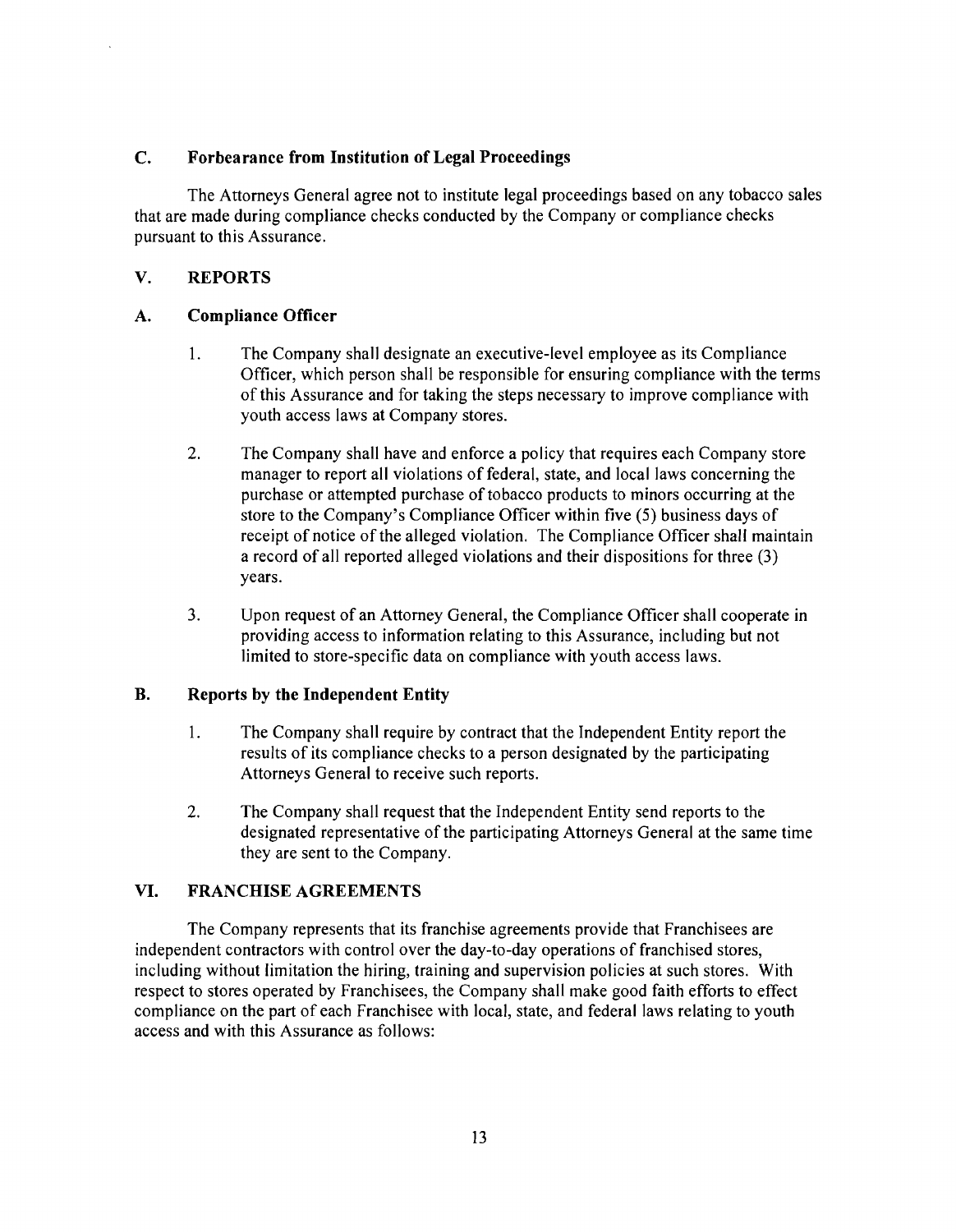## C. Forbearance from Institution of Legal Proceedings

The Attorneys General agree not to institute legal proceedings based on any tobacco sales that are made during compliance checks conducted by the Company or compliance checks pursuant to this Assurance.

# V. REPORTS

## A. Compliance Officer

1. The Company shall designate an executive-level employee as its Compliance Officer, which person shall be responsible for ensuring compliance with the terms of this Assurance and for taking the steps necessary to improve compliance with youth access laws at Company stores.

2. The Company shall have and enforce a policy that requires each Company store manager to report all violations of federal, state, and local laws concerning the purchase or attempted purchase of tobacco products to minors occurring at the store to the Company's Compliance Officer within five (5) business days of receipt of notice of the alleged violation. The Compliance Officer shall maintain a record of all reported alleged violations and their dispositions for three (3) years.

3. Upon request of an Attorney General, the Compliance Officer shall cooperate in providing access to information relating to this Assurance, including but not limited to store-specific data on compliance with youth access laws.

## B. Reports by the Independent Entity

1. The Company shall require by contract that the Independent Entity report the results of its compliance checks to a person designated by the participating Attorneys General to receive such reports.

2. The Company shall request that the Independent Entity send reports to the designated representative of the participating Attorneys General at the same time they are sent to the Company.

# VI. FRANCHISE AGREEMENTS

The Company represents that its franchise agreements provide that Franchisees are independent contractors with control over the day-to-day operations of franchised stores, including without limitation the hiring, training and supervision policies at such stores. With respect to stores operated by Franchisees, the Company shall make good faith efforts to effect compliance on the part of each Franchisee with local, state, and federal laws relating to youth access and with this Assurance as follows: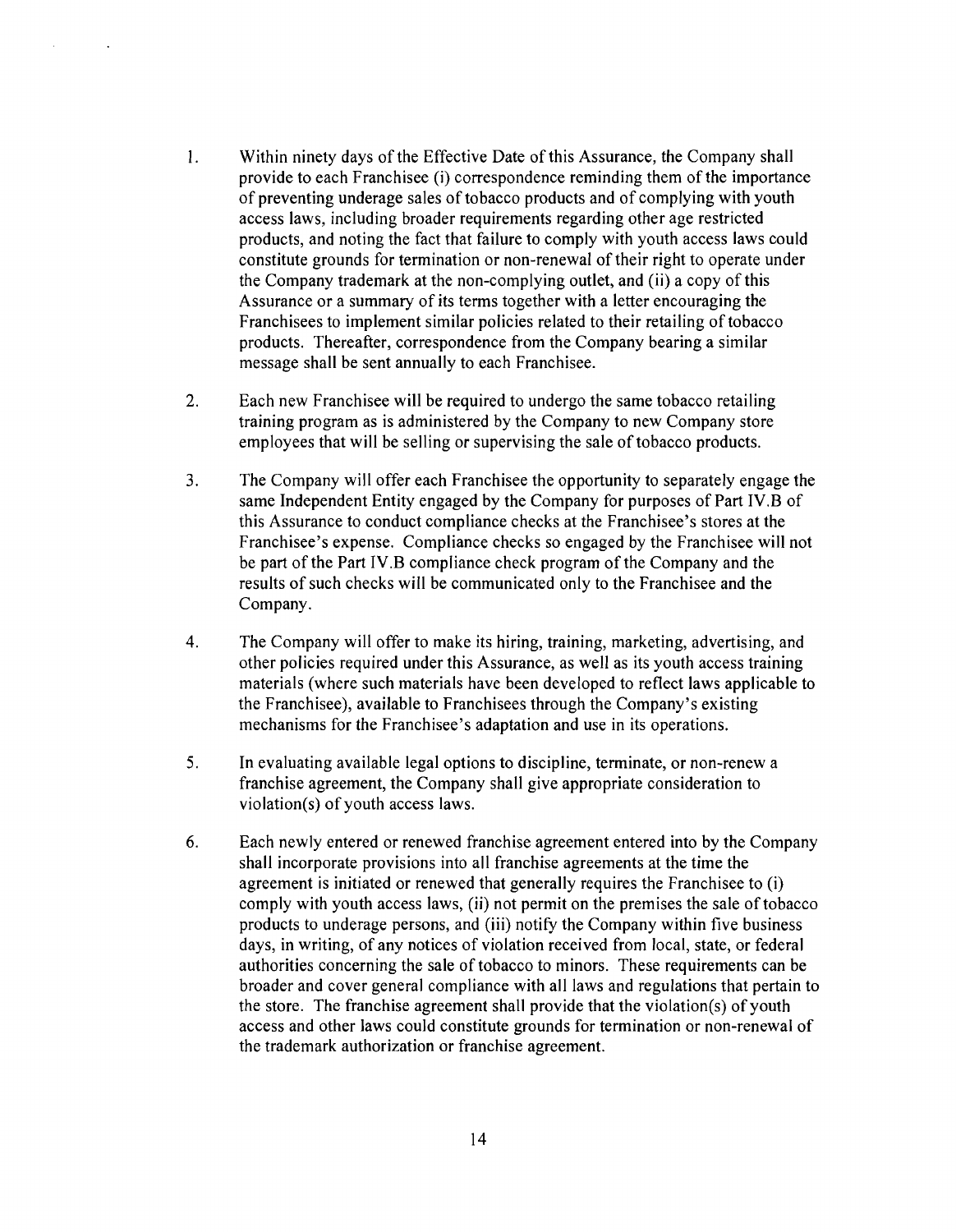1. Within ninety days of the Effective Date of this Assurance, the Company shall provide to each Franchisee (i) correspondence reminding them of the importance of preventing underage sales of tobacco products and of complying with youth access laws, including broader requirements regarding other age restricted products, and noting the fact that failure to comply with youth access laws could constitute grounds for termination or non-renewal of their right to operate under the Company trademark at the non-complying outlet, and (ii) a copy of this Assurance or a summary of its terms together with a letter encouraging the Franchisees to implement similar policies related to their retailing of tobacco products. Thereafter, correspondence from the Company bearing a similar message shall be sent annually to each Franchisee.

2. Each new Franchisee will be required to undergo the same tobacco retailing training program as is administered by the Company to new Company store employees that will be selling or supervising the sale of tobacco products.

3. The Company will offer each Franchisee the opportunity to separately engage the same Independent Entity engaged by the Company for purposes of Part IV.B of this Assurance to conduct compliance checks at the Franchisee's stores at the Franchisee's expense. Compliance checks so engaged by the Franchisee will not be part of the Part IV.B compliance check program of the Company and the results of such checks will be communicated only to the Franchisee and the Company.

4. The Company will offer to make its hiring, training, marketing, advertising, and other policies required under this Assurance, as well as its youth access training materials (where such materials have been developed to reflect laws applicable to the Franchisee), available to Franchisees through the Company's existing mechanisms for the Franchisee's adaptation and use in its operations.

5. In evaluating available legal options to discipline, terminate, or non-renew a franchise agreement, the Company shall give appropriate consideration to violation(s) of youth access laws.

6. Each newly entered or renewed franchise agreement entered into by the Company shall incorporate provisions into all franchise agreements at the time the agreement is initiated or renewed that generally requires the Franchisee to (i) comply with youth access laws, (ii) not permit on the premises the sale of tobacco products to underage persons, and (iii) notify the Company within five business days, in writing, of any notices of violation received from local, state, or federal authorities concerning the sale of tobacco to minors. These requirements can be broader and cover general compliance with all laws and regulations that pertain to the store. The franchise agreement shall provide that the violation(s) of youth access and other laws could constitute grounds for termination or non-renewal of the trademark authorization or franchise agreement.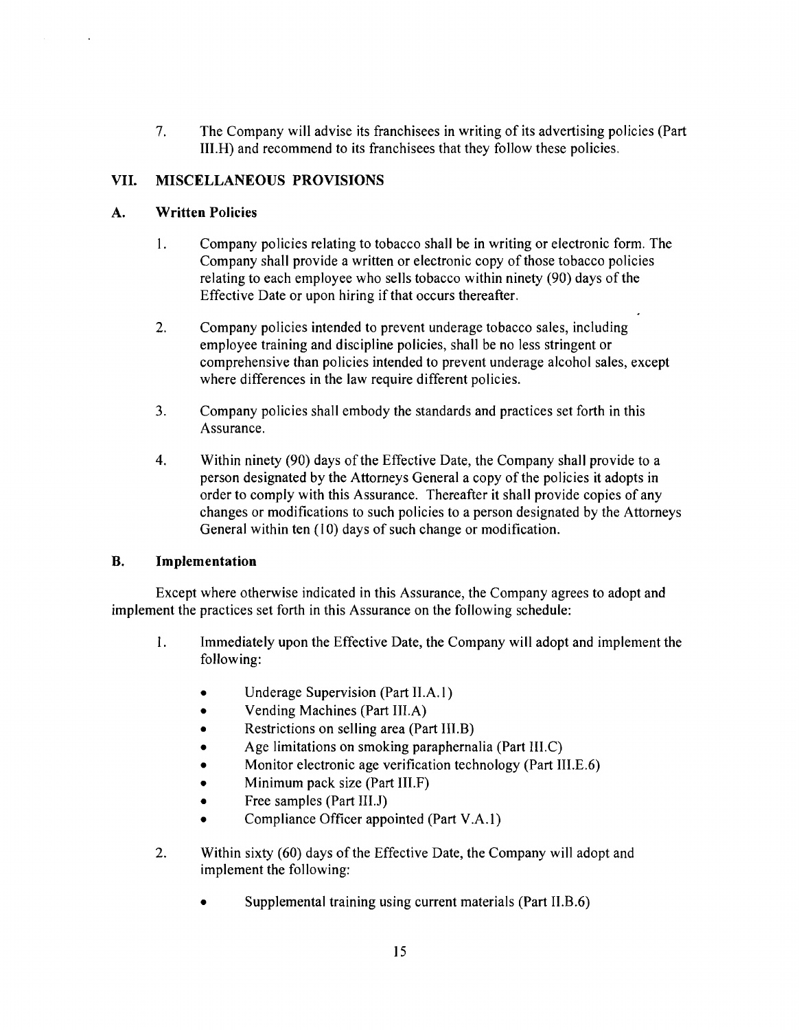7. The Company will advise its franchisees in writing of its advertising policies (Part III.H) and recommend to its franchisees that they follow these policies.

## VII. MISCELLANEOUS PROVISIONS

### A. Written Policies

1. Company policies relating to tobacco shall be in writing or electronic form. The Company shall provide a written or electronic copy of those tobacco policies relating to each employee who sells tobacco within ninety (90) days of the Effective Date or upon hiring if that occurs thereafter.

2. Company policies intended to prevent underage tobacco sales, including employee training and discipline policies, shall be no less stringent or comprehensive than policies intended to prevent underage alcohol sales, except where differences in the law require different policies.

3. Company policies shall embody the standards and practices set forth in this Assurance.

4. Within ninety (90) days of the Effective Date, the Company shall provide to a person designated by the Attorneys General a copy of the policies it adopts in order to comply with this Assurance. Thereafter it shall provide copies of any changes or modifications to such policies to a person designated by the Attorneys General within ten (10) days of such change or modification.

### B. Implementation

Except where otherwise indicated in this Assurance, the Company agrees to adopt and implement the practices set forth in this Assurance on the following schedule:

1. Immediately upon the Effective Date, the Company will adopt and implement the following:

   - Underage Supervision (Part II.A.1)
   - Vending Machines (Part III.A)
   - Restrictions on selling area (Part III.B)
   - Age limitations on smoking paraphernalia (Part III.C)
   - Monitor electronic age verification technology (Part III.E.6)
   - Minimum pack size (Part III.F)
   - Free samples (Part III.J)
   - Compliance Officer appointed (Part V.A.1)

2. Within sixty (60) days of the Effective Date, the Company will adopt and implement the following:

   - Supplemental training using current materials (Part II.B.6)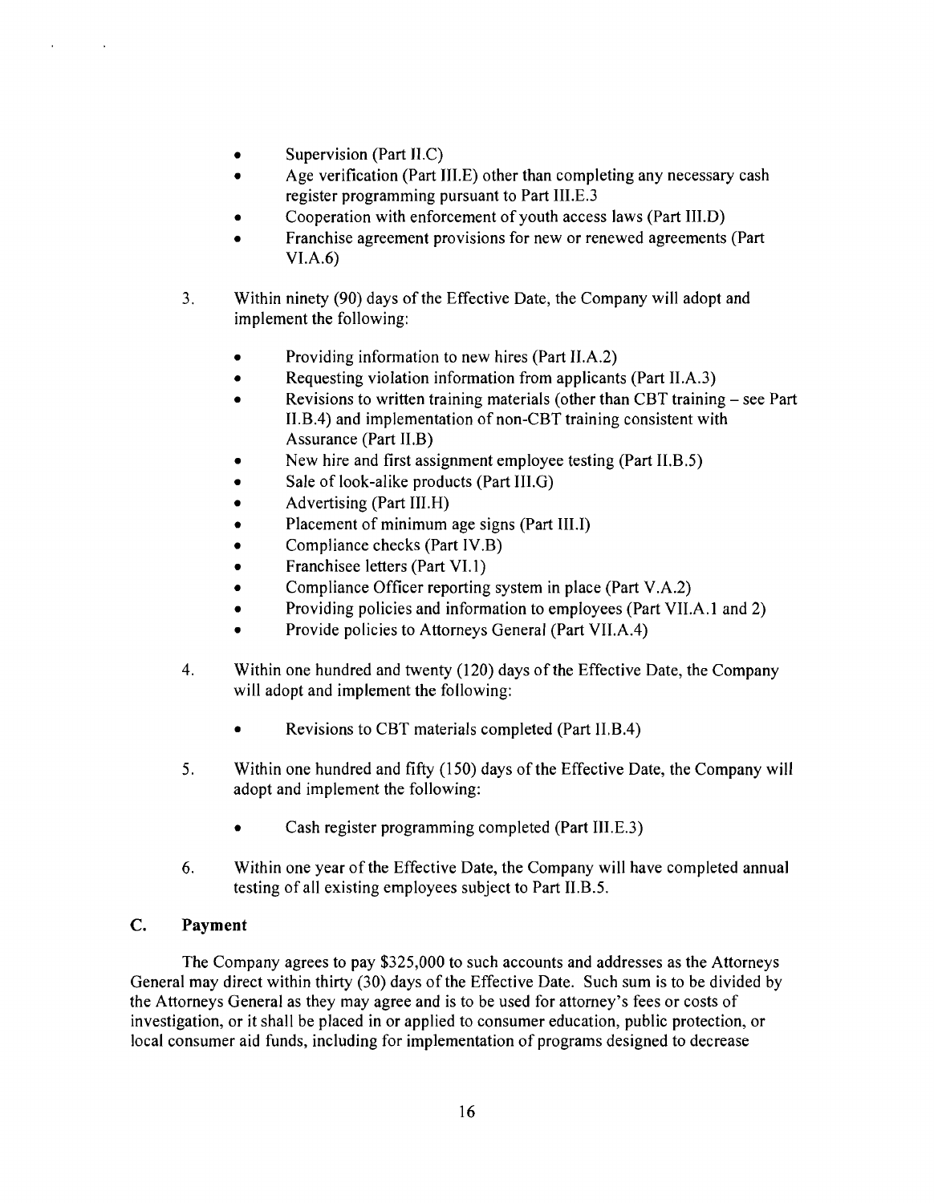- Supervision (Part II.C)
- Age verification (Part III.E) other than completing any necessary cash register programming pursuant to Part III.E.3
- Cooperation with enforcement of youth access laws (Part III.D)
- Franchise agreement provisions for new or renewed agreements (Part VI.A.6)

3. Within ninety (90) days of the Effective Date, the Company will adopt and implement the following:

   - Providing information to new hires (Part II.A.2)
   - Requesting violation information from applicants (Part II.A.3)
   - Revisions to written training materials (other than CBT training – see Part II.B.4) and implementation of non-CBT training consistent with Assurance (Part II.B)
   - New hire and first assignment employee testing (Part II.B.5)
   - Sale of look-alike products (Part III.G)
   - Advertising (Part III.H)
   - Placement of minimum age signs (Part III.I)
   - Compliance checks (Part IV.B)
   - Franchisee letters (Part VI.1)
   - Compliance Officer reporting system in place (Part V.A.2)
   - Providing policies and information to employees (Part VII.A.1 and 2)
   - Provide policies to Attorneys General (Part VII.A.4)

4. Within one hundred and twenty (120) days of the Effective Date, the Company will adopt and implement the following:

   - Revisions to CBT materials completed (Part II.B.4)

5. Within one hundred and fifty (150) days of the Effective Date, the Company will adopt and implement the following:

   - Cash register programming completed (Part III.E.3)

6. Within one year of the Effective Date, the Company will have completed annual testing of all existing employees subject to Part II.B.5.

### C. Payment

The Company agrees to pay $325,000 to such accounts and addresses as the Attorneys General may direct within thirty (30) days of the Effective Date. Such sum is to be divided by the Attorneys General as they may agree and is to be used for attorney's fees or costs of investigation, or it shall be placed in or applied to consumer education, public protection, or local consumer aid funds, including for implementation of programs designed to decrease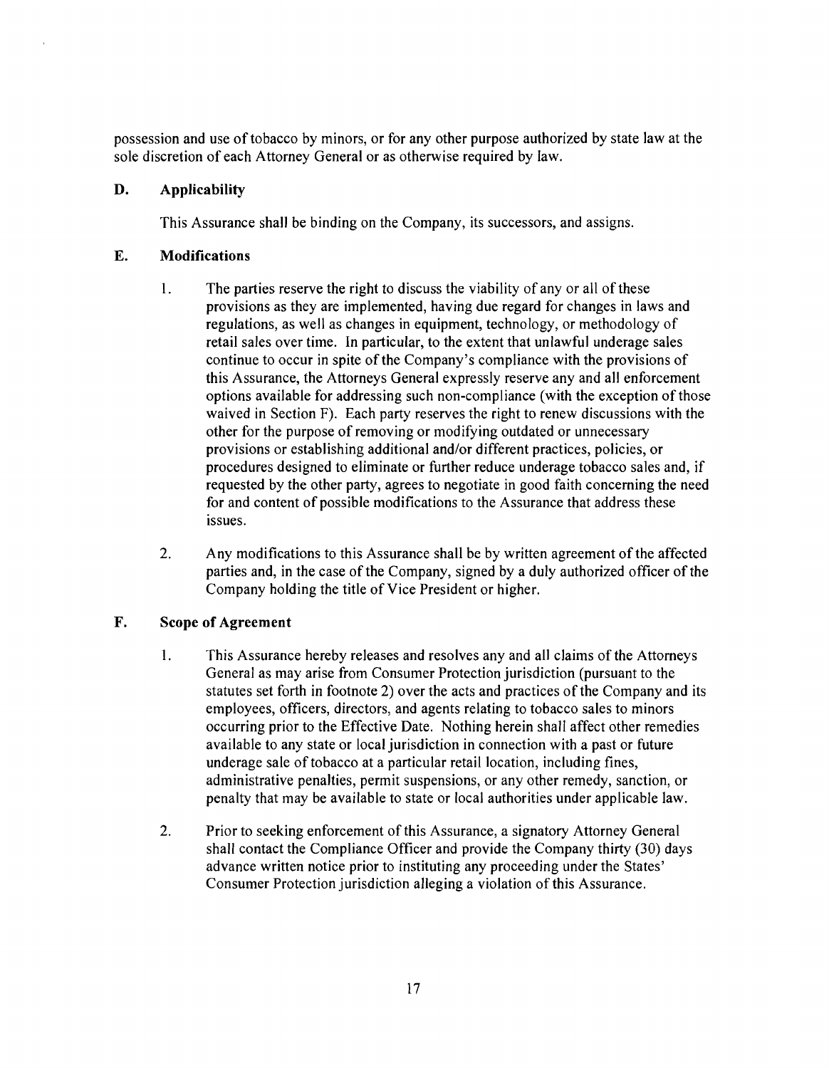possession and use of tobacco by minors, or for any other purpose authorized by state law at the sole discretion of each Attorney General or as otherwise required by law.

### D. Applicability

This Assurance shall be binding on the Company, its successors, and assigns.

### E. Modifications

1. The parties reserve the right to discuss the viability of any or all of these provisions as they are implemented, having due regard for changes in laws and regulations, as well as changes in equipment, technology, or methodology of retail sales over time. In particular, to the extent that unlawful underage sales continue to occur in spite of the Company's compliance with the provisions of this Assurance, the Attorneys General expressly reserve any and all enforcement options available for addressing such non-compliance (with the exception of those waived in Section F). Each party reserves the right to renew discussions with the other for the purpose of removing or modifying outdated or unnecessary provisions or establishing additional and/or different practices, policies, or procedures designed to eliminate or further reduce underage tobacco sales and, if requested by the other party, agrees to negotiate in good faith concerning the need for and content of possible modifications to the Assurance that address these issues.

2. Any modifications to this Assurance shall be by written agreement of the affected parties and, in the case of the Company, signed by a duly authorized officer of the Company holding the title of Vice President or higher.

### F. Scope of Agreement

1. This Assurance hereby releases and resolves any and all claims of the Attorneys General as may arise from Consumer Protection jurisdiction (pursuant to the statutes set forth in footnote 2) over the acts and practices of the Company and its employees, officers, directors, and agents relating to tobacco sales to minors occurring prior to the Effective Date. Nothing herein shall affect other remedies available to any state or local jurisdiction in connection with a past or future underage sale of tobacco at a particular retail location, including fines, administrative penalties, permit suspensions, or any other remedy, sanction, or penalty that may be available to state or local authorities under applicable law.

2. Prior to seeking enforcement of this Assurance, a signatory Attorney General shall contact the Compliance Officer and provide the Company thirty (30) days advance written notice prior to instituting any proceeding under the States' Consumer Protection jurisdiction alleging a violation of this Assurance.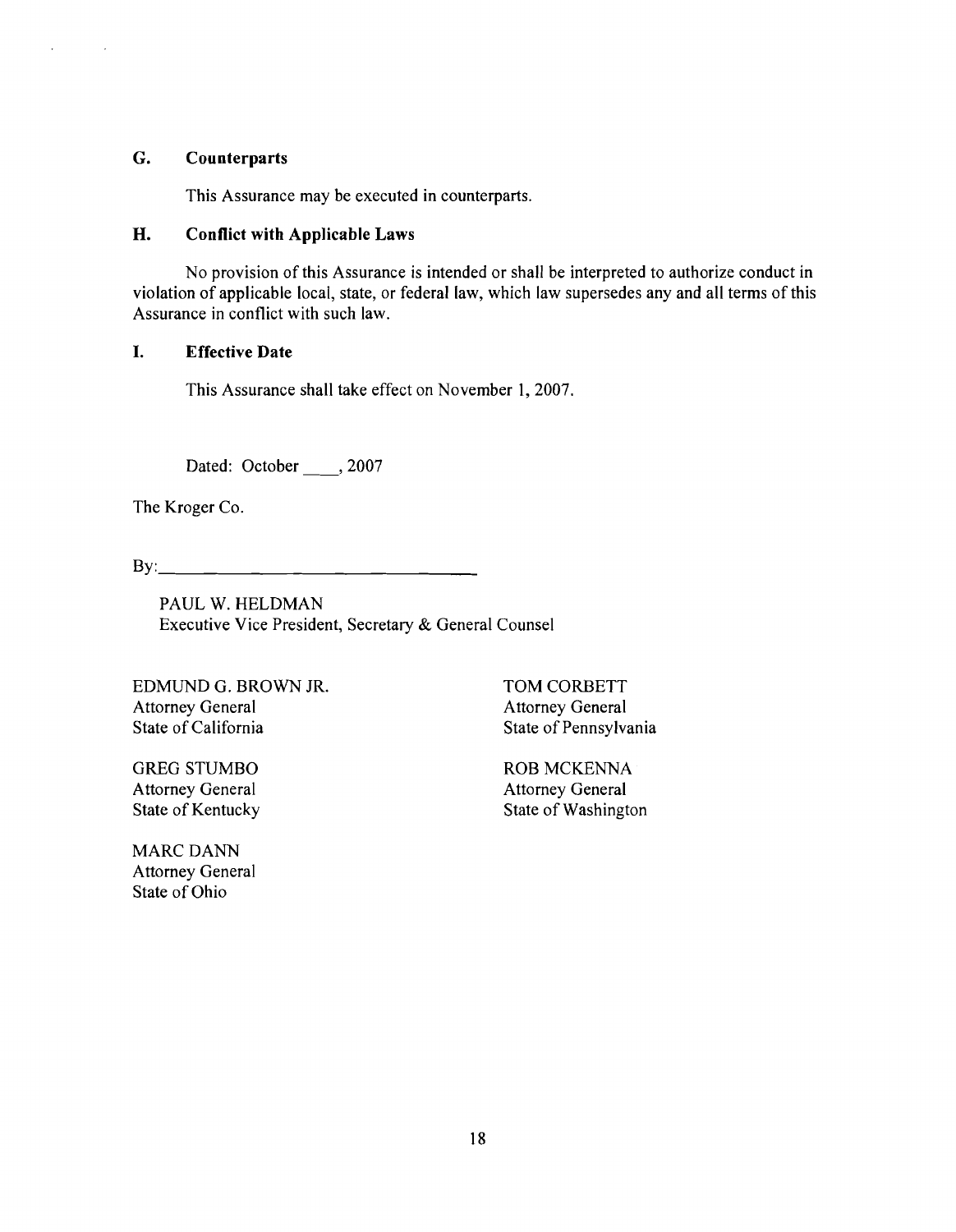## G. Counterparts

This Assurance may be executed in counterparts.

## H. Conflict with Applicable Laws

No provision of this Assurance is intended or shall be interpreted to authorize conduct in violation of applicable local, state, or federal law, which law supersedes any and all terms of this Assurance in conflict with such law.

## I. Effective Date

This Assurance shall take effect on November 1, 2007.

Dated: October ____, 2007

The Kroger Co.

By:________________________________

PAUL W. HELDMAN
Executive Vice President, Secretary & General Counsel

EDMUND G. BROWN JR.
Attorney General
State of California

TOM CORBETT
Attorney General
State of Pennsylvania

GREG STUMBO
Attorney General
State of Kentucky

ROB MCKENNA
Attorney General
State of Washington

MARC DANN
Attorney General
State of Ohio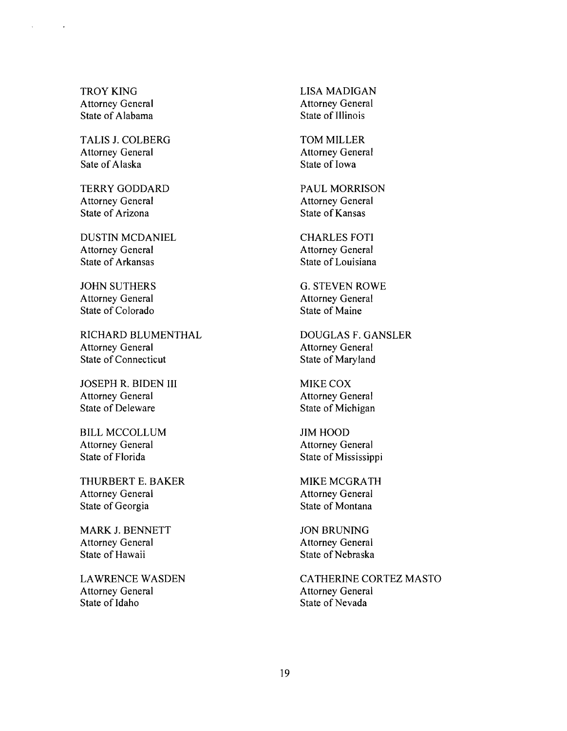TROY KING
Attorney General
State of Alabama

TALIS J. COLBERG
Attorney General
Sate of Alaska

TERRY GODDARD
Attorney General
State of Arizona

DUSTIN MCDANIEL
Attorney General
State of Arkansas

JOHN SUTHERS
Attorney General
State of Colorado

RICHARD BLUMENTHAL
Attorney General
State of Connecticut

JOSEPH R. BIDEN III
Attorney General
State of Deleware

BILL MCCOLLUM
Attorney General
State of Florida

THURBERT E. BAKER
Attorney General
State of Georgia

MARK J. BENNETT
Attorney General
State of Hawaii

LAWRENCE WASDEN
Attorney General
State of Idaho

LISA MADIGAN
Attorney General
State of Illinois

TOM MILLER
Attorney General
State of Iowa

PAUL MORRISON
Attorney General
State of Kansas

CHARLES FOTI
Attorney General
State of Louisiana

G. STEVEN ROWE
Attorney General
State of Maine

DOUGLAS F. GANSLER
Attorney General
State of Maryland

MIKE COX
Attorney General
State of Michigan

JIM HOOD
Attorney General
State of Mississippi

MIKE MCGRATH
Attorney General
State of Montana

JON BRUNING
Attorney General
State of Nebraska

CATHERINE CORTEZ MASTO
Attorney General
State of Nevada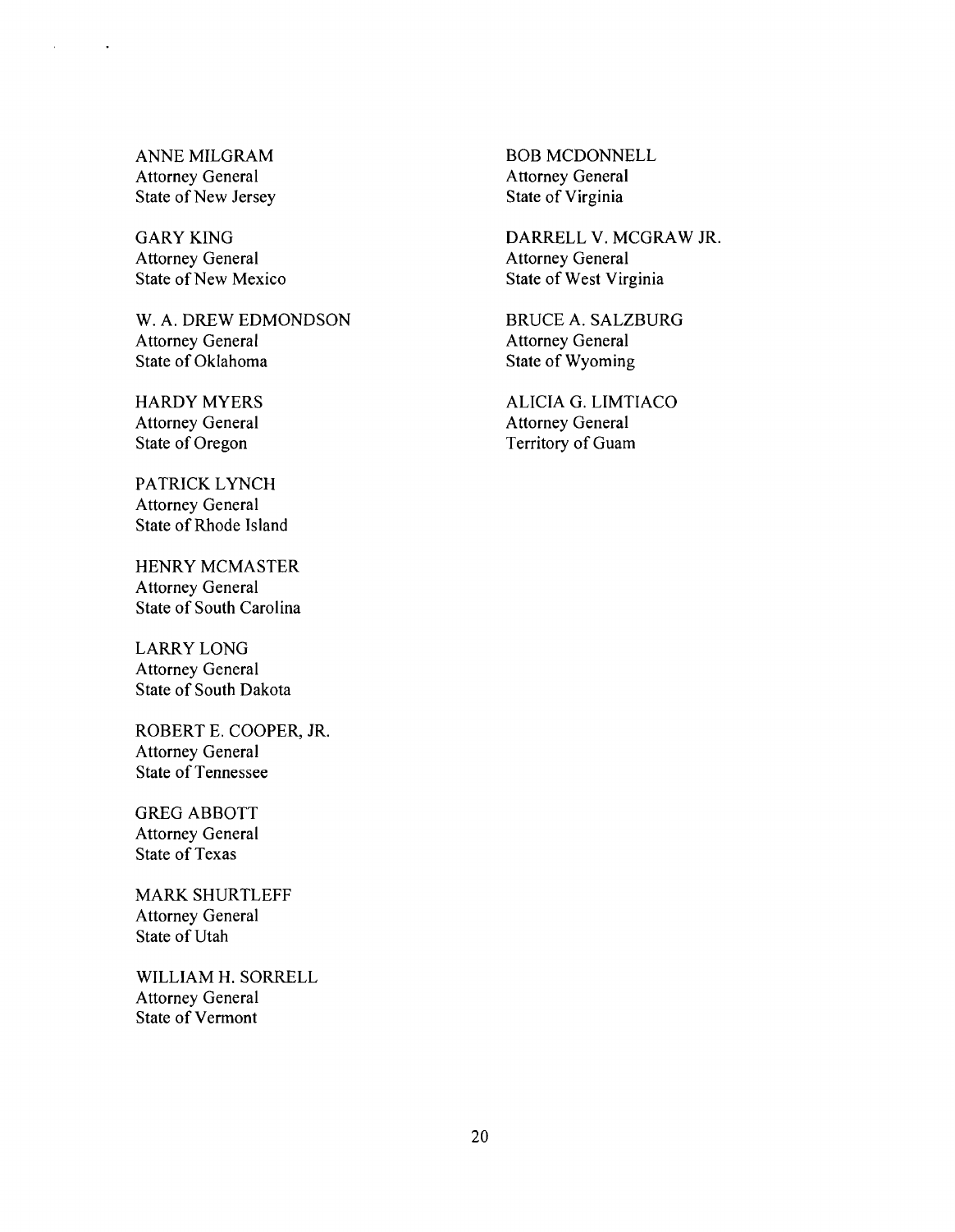ANNE MILGRAM
Attorney General
State of New Jersey

GARY KING
Attorney General
State of New Mexico

W. A. DREW EDMONDSON
Attorney General
State of Oklahoma

HARDY MYERS
Attorney General
State of Oregon

PATRICK LYNCH
Attorney General
State of Rhode Island

HENRY MCMASTER
Attorney General
State of South Carolina

LARRY LONG
Attorney General
State of South Dakota

ROBERT E. COOPER, JR.
Attorney General
State of Tennessee

GREG ABBOTT
Attorney General
State of Texas

MARK SHURTLEFF
Attorney General
State of Utah

WILLIAM H. SORRELL
Attorney General
State of Vermont

BOB MCDONNELL
Attorney General
State of Virginia

DARRELL V. MCGRAW JR.
Attorney General
State of West Virginia

BRUCE A. SALZBURG
Attorney General
State of Wyoming

ALICIA G. LIMTIACO
Attorney General
Territory of Guam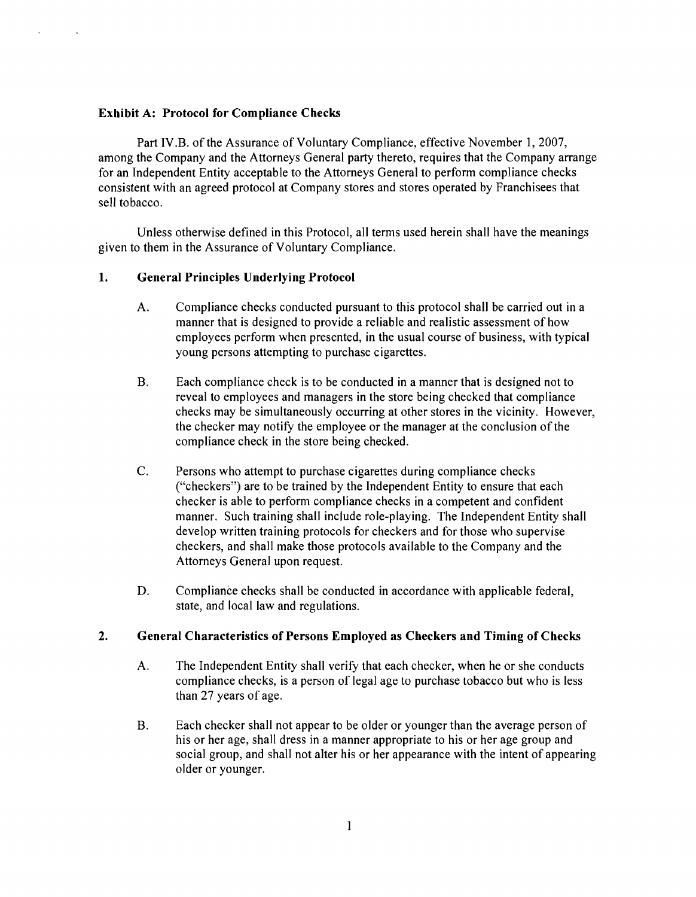**Exhibit A: Protocol for Compliance Checks**

Part IV.B. of the Assurance of Voluntary Compliance, effective November 1, 2007, among the Company and the Attorneys General party thereto, requires that the Company arrange for an Independent Entity acceptable to the Attorneys General to perform compliance checks consistent with an agreed protocol at Company stores and stores operated by Franchisees that sell tobacco.

Unless otherwise defined in this Protocol, all terms used herein shall have the meanings given to them in the Assurance of Voluntary Compliance.

**1. General Principles Underlying Protocol**

A. Compliance checks conducted pursuant to this protocol shall be carried out in a manner that is designed to provide a reliable and realistic assessment of how employees perform when presented, in the usual course of business, with typical young persons attempting to purchase cigarettes.

B. Each compliance check is to be conducted in a manner that is designed not to reveal to employees and managers in the store being checked that compliance checks may be simultaneously occurring at other stores in the vicinity. However, the checker may notify the employee or the manager at the conclusion of the compliance check in the store being checked.

C. Persons who attempt to purchase cigarettes during compliance checks ("checkers") are to be trained by the Independent Entity to ensure that each checker is able to perform compliance checks in a competent and confident manner. Such training shall include role-playing. The Independent Entity shall develop written training protocols for checkers and for those who supervise checkers, and shall make those protocols available to the Company and the Attorneys General upon request.

D. Compliance checks shall be conducted in accordance with applicable federal, state, and local law and regulations.

**2. General Characteristics of Persons Employed as Checkers and Timing of Checks**

A. The Independent Entity shall verify that each checker, when he or she conducts compliance checks, is a person of legal age to purchase tobacco but who is less than 27 years of age.

B. Each checker shall not appear to be older or younger than the average person of his or her age, shall dress in a manner appropriate to his or her age group and social group, and shall not alter his or her appearance with the intent of appearing older or younger.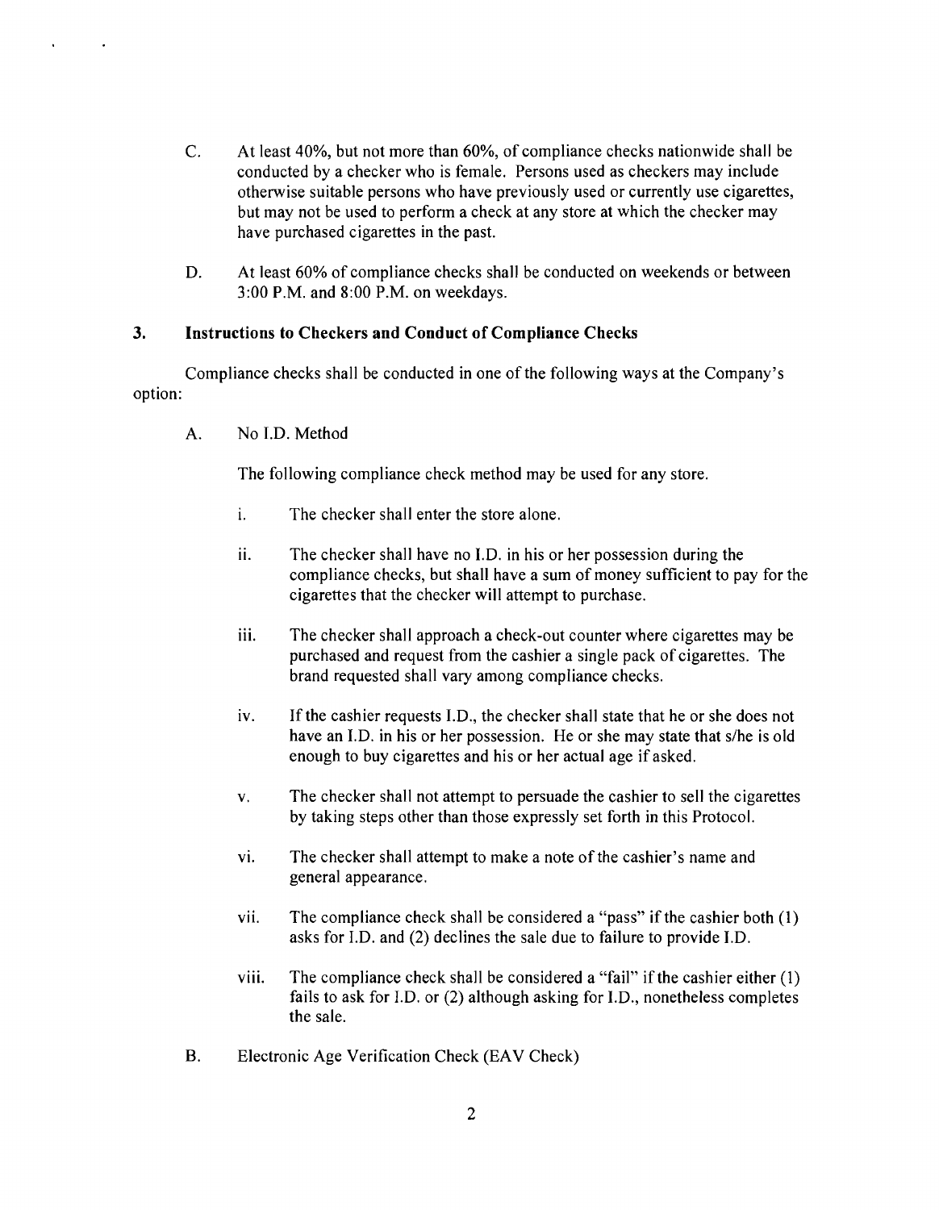C. At least 40%, but not more than 60%, of compliance checks nationwide shall be conducted by a checker who is female. Persons used as checkers may include otherwise suitable persons who have previously used or currently use cigarettes, but may not be used to perform a check at any store at which the checker may have purchased cigarettes in the past.

D. At least 60% of compliance checks shall be conducted on weekends or between 3:00 P.M. and 8:00 P.M. on weekdays.

### 3. Instructions to Checkers and Conduct of Compliance Checks

Compliance checks shall be conducted in one of the following ways at the Company's option:

A. No I.D. Method

The following compliance check method may be used for any store.

i. The checker shall enter the store alone.

ii. The checker shall have no I.D. in his or her possession during the compliance checks, but shall have a sum of money sufficient to pay for the cigarettes that the checker will attempt to purchase.

iii. The checker shall approach a check-out counter where cigarettes may be purchased and request from the cashier a single pack of cigarettes. The brand requested shall vary among compliance checks.

iv. If the cashier requests I.D., the checker shall state that he or she does not have an I.D. in his or her possession. He or she may state that s/he is old enough to buy cigarettes and his or her actual age if asked.

v. The checker shall not attempt to persuade the cashier to sell the cigarettes by taking steps other than those expressly set forth in this Protocol.

vi. The checker shall attempt to make a note of the cashier's name and general appearance.

vii. The compliance check shall be considered a "pass" if the cashier both (1) asks for I.D. and (2) declines the sale due to failure to provide I.D.

viii. The compliance check shall be considered a "fail" if the cashier either (1) fails to ask for I.D. or (2) although asking for I.D., nonetheless completes the sale.

B. Electronic Age Verification Check (EAV Check)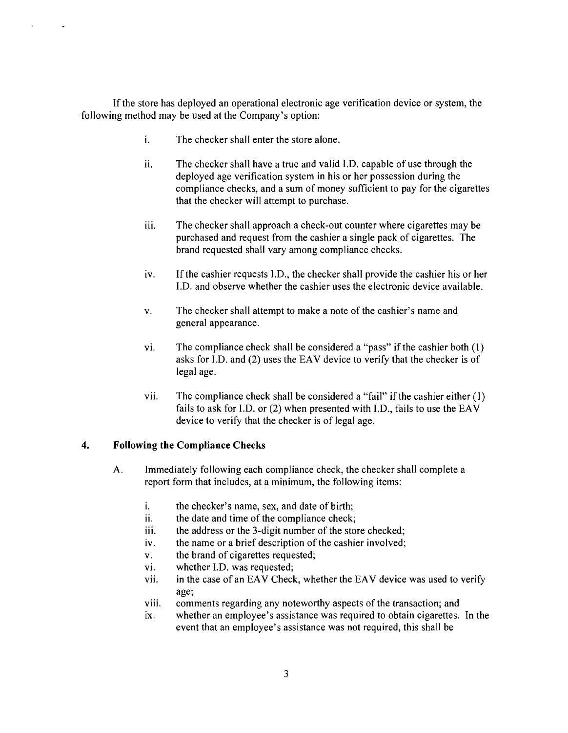If the store has deployed an operational electronic age verification device or system, the following method may be used at the Company's option:

i. The checker shall enter the store alone.

ii. The checker shall have a true and valid I.D. capable of use through the deployed age verification system in his or her possession during the compliance checks, and a sum of money sufficient to pay for the cigarettes that the checker will attempt to purchase.

iii. The checker shall approach a check-out counter where cigarettes may be purchased and request from the cashier a single pack of cigarettes. The brand requested shall vary among compliance checks.

iv. If the cashier requests I.D., the checker shall provide the cashier his or her I.D. and observe whether the cashier uses the electronic device available.

v. The checker shall attempt to make a note of the cashier's name and general appearance.

vi. The compliance check shall be considered a "pass" if the cashier both (1) asks for I.D. and (2) uses the EAV device to verify that the checker is of legal age.

vii. The compliance check shall be considered a "fail" if the cashier either (1) fails to ask for I.D. or (2) when presented with I.D., fails to use the EAV device to verify that the checker is of legal age.

## 4. Following the Compliance Checks

A. Immediately following each compliance check, the checker shall complete a report form that includes, at a minimum, the following items:

i. the checker's name, sex, and date of birth;
ii. the date and time of the compliance check;
iii. the address or the 3-digit number of the store checked;
iv. the name or a brief description of the cashier involved;
v. the brand of cigarettes requested;
vi. whether I.D. was requested;
vii. in the case of an EAV Check, whether the EAV device was used to verify age;
viii. comments regarding any noteworthy aspects of the transaction; and
ix. whether an employee's assistance was required to obtain cigarettes. In the event that an employee's assistance was not required, this shall be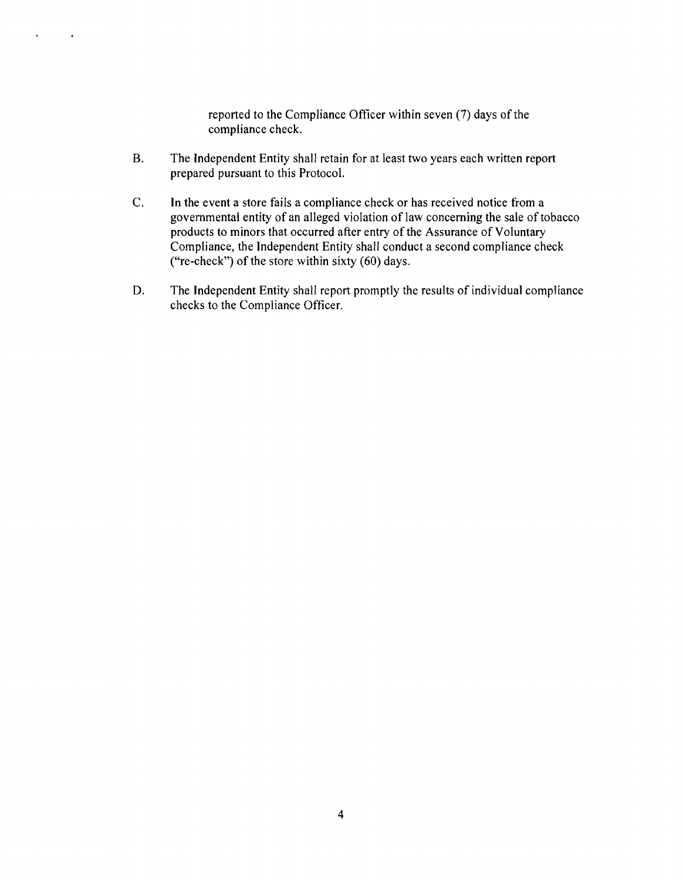reported to the Compliance Officer within seven (7) days of the compliance check.

B. The Independent Entity shall retain for at least two years each written report prepared pursuant to this Protocol.

C. In the event a store fails a compliance check or has received notice from a governmental entity of an alleged violation of law concerning the sale of tobacco products to minors that occurred after entry of the Assurance of Voluntary Compliance, the Independent Entity shall conduct a second compliance check ("re-check") of the store within sixty (60) days.

D. The Independent Entity shall report promptly the results of individual compliance checks to the Compliance Officer.